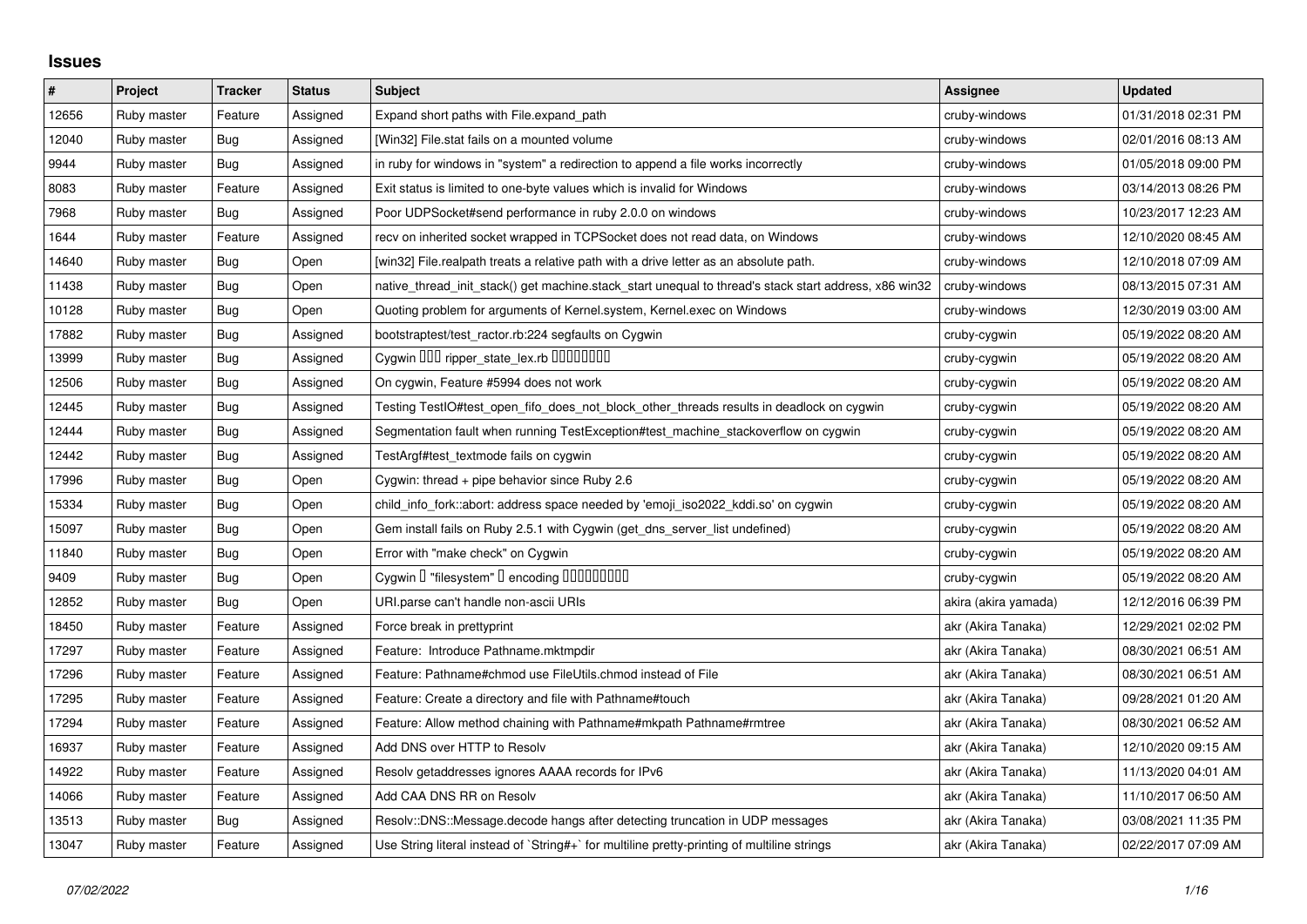# Issues

| # | Project | Tracker | Status | Subject | Assignee | Updated |
|---|---|---|---|---|---|---|
| 12656 | Ruby master | Feature | Assigned | Expand short paths with File.expand_path | cruby-windows | 01/31/2018 02:31 PM |
| 12040 | Ruby master | Bug | Assigned | [Win32] File.stat fails on a mounted volume | cruby-windows | 02/01/2016 08:13 AM |
| 9944 | Ruby master | Bug | Assigned | in ruby for windows in "system" a redirection to append a file works incorrectly | cruby-windows | 01/05/2018 09:00 PM |
| 8083 | Ruby master | Feature | Assigned | Exit status is limited to one-byte values which is invalid for Windows | cruby-windows | 03/14/2013 08:26 PM |
| 7968 | Ruby master | Bug | Assigned | Poor UDPSocket#send performance in ruby 2.0.0 on windows | cruby-windows | 10/23/2017 12:23 AM |
| 1644 | Ruby master | Feature | Assigned | recv on inherited socket wrapped in TCPSocket does not read data, on Windows | cruby-windows | 12/10/2020 08:45 AM |
| 14640 | Ruby master | Bug | Open | [win32] File.realpath treats a relative path with a drive letter as an absolute path. | cruby-windows | 12/10/2018 07:09 AM |
| 11438 | Ruby master | Bug | Open | native_thread_init_stack() get machine.stack_start unequal to thread's stack start address, x86 win32 | cruby-windows | 08/13/2015 07:31 AM |
| 10128 | Ruby master | Bug | Open | Quoting problem for arguments of Kernel.system, Kernel.exec on Windows | cruby-windows | 12/30/2019 03:00 AM |
| 17882 | Ruby master | Bug | Assigned | bootstraptest/test_ractor.rb:224 segfaults on Cygwin | cruby-cygwin | 05/19/2022 08:20 AM |
| 13999 | Ruby master | Bug | Assigned | Cygwin ��� ripper_state_lex.rb �������� | cruby-cygwin | 05/19/2022 08:20 AM |
| 12506 | Ruby master | Bug | Assigned | On cygwin, Feature #5994 does not work | cruby-cygwin | 05/19/2022 08:20 AM |
| 12445 | Ruby master | Bug | Assigned | Testing TestIO#test_open_fifo_does_not_block_other_threads results in deadlock on cygwin | cruby-cygwin | 05/19/2022 08:20 AM |
| 12444 | Ruby master | Bug | Assigned | Segmentation fault when running TestException#test_machine_stackoverflow on cygwin | cruby-cygwin | 05/19/2022 08:20 AM |
| 12442 | Ruby master | Bug | Assigned | TestArgf#test_textmode fails on cygwin | cruby-cygwin | 05/19/2022 08:20 AM |
| 17996 | Ruby master | Bug | Open | Cygwin: thread + pipe behavior since Ruby 2.6 | cruby-cygwin | 05/19/2022 08:20 AM |
| 15334 | Ruby master | Bug | Open | child_info_fork::abort: address space needed by 'emoji_iso2022_kddi.so' on cygwin | cruby-cygwin | 05/19/2022 08:20 AM |
| 15097 | Ruby master | Bug | Open | Gem install fails on Ruby 2.5.1 with Cygwin (get_dns_server_list undefined) | cruby-cygwin | 05/19/2022 08:20 AM |
| 11840 | Ruby master | Bug | Open | Error with "make check" on Cygwin | cruby-cygwin | 05/19/2022 08:20 AM |
| 9409 | Ruby master | Bug | Open | Cygwin � "filesystem" � encoding ��������� | cruby-cygwin | 05/19/2022 08:20 AM |
| 12852 | Ruby master | Bug | Open | URI.parse can't handle non-ascii URIs | akira (akira yamada) | 12/12/2016 06:39 PM |
| 18450 | Ruby master | Feature | Assigned | Force break in prettyprint | akr (Akira Tanaka) | 12/29/2021 02:02 PM |
| 17297 | Ruby master | Feature | Assigned | Feature: Introduce Pathname.mktmpdir | akr (Akira Tanaka) | 08/30/2021 06:51 AM |
| 17296 | Ruby master | Feature | Assigned | Feature: Pathname#chmod use FileUtils.chmod instead of File | akr (Akira Tanaka) | 08/30/2021 06:51 AM |
| 17295 | Ruby master | Feature | Assigned | Feature: Create a directory and file with Pathname#touch | akr (Akira Tanaka) | 09/28/2021 01:20 AM |
| 17294 | Ruby master | Feature | Assigned | Feature: Allow method chaining with Pathname#mkpath Pathname#rmtree | akr (Akira Tanaka) | 08/30/2021 06:52 AM |
| 16937 | Ruby master | Feature | Assigned | Add DNS over HTTP to Resolv | akr (Akira Tanaka) | 12/10/2020 09:15 AM |
| 14922 | Ruby master | Feature | Assigned | Resolv getaddresses ignores AAAA records for IPv6 | akr (Akira Tanaka) | 11/13/2020 04:01 AM |
| 14066 | Ruby master | Feature | Assigned | Add CAA DNS RR on Resolv | akr (Akira Tanaka) | 11/10/2017 06:50 AM |
| 13513 | Ruby master | Bug | Assigned | Resolv::DNS::Message.decode hangs after detecting truncation in UDP messages | akr (Akira Tanaka) | 03/08/2021 11:35 PM |
| 13047 | Ruby master | Feature | Assigned | Use String literal instead of `String#+` for multiline pretty-printing of multiline strings | akr (Akira Tanaka) | 02/22/2017 07:09 AM |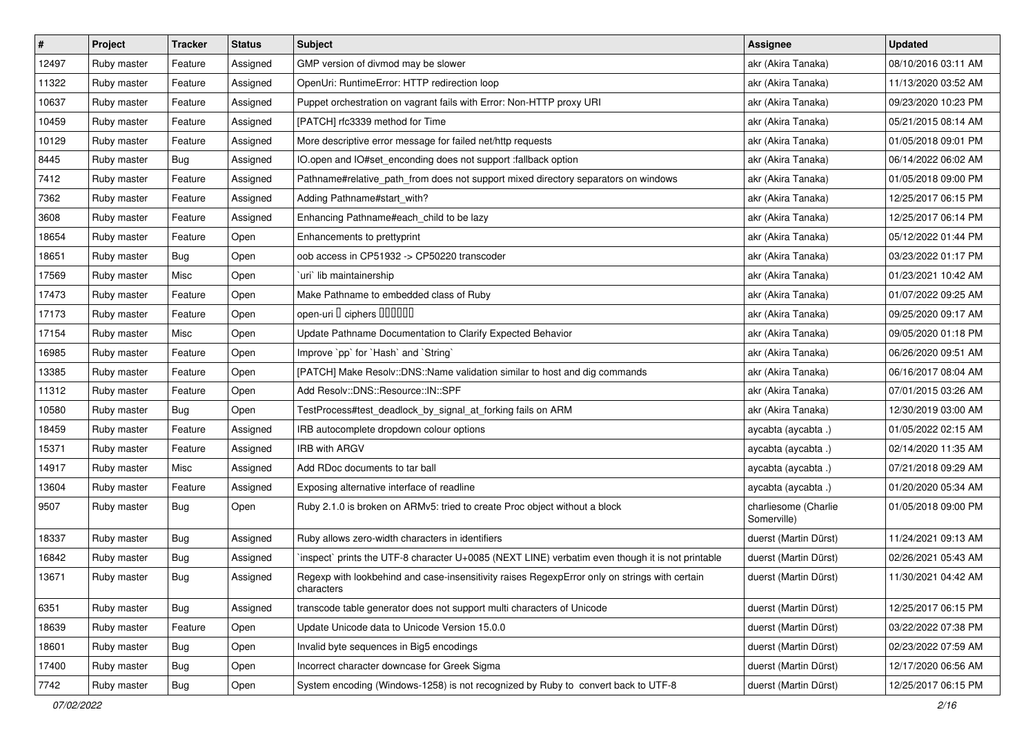| # | Project | Tracker | Status | Subject | Assignee | Updated |
|---|---|---|---|---|---|---|
| 12497 | Ruby master | Feature | Assigned | GMP version of divmod may be slower | akr (Akira Tanaka) | 08/10/2016 03:11 AM |
| 11322 | Ruby master | Feature | Assigned | OpenUri: RuntimeError: HTTP redirection loop | akr (Akira Tanaka) | 11/13/2020 03:52 AM |
| 10637 | Ruby master | Feature | Assigned | Puppet orchestration on vagrant fails with Error: Non-HTTP proxy URI | akr (Akira Tanaka) | 09/23/2020 10:23 PM |
| 10459 | Ruby master | Feature | Assigned | [PATCH] rfc3339 method for Time | akr (Akira Tanaka) | 05/21/2015 08:14 AM |
| 10129 | Ruby master | Feature | Assigned | More descriptive error message for failed net/http requests | akr (Akira Tanaka) | 01/05/2018 09:01 PM |
| 8445 | Ruby master | Bug | Assigned | IO.open and IO#set_enconding does not support :fallback option | akr (Akira Tanaka) | 06/14/2022 06:02 AM |
| 7412 | Ruby master | Feature | Assigned | Pathname#relative_path_from does not support mixed directory separators on windows | akr (Akira Tanaka) | 01/05/2018 09:00 PM |
| 7362 | Ruby master | Feature | Assigned | Adding Pathname#start_with? | akr (Akira Tanaka) | 12/25/2017 06:15 PM |
| 3608 | Ruby master | Feature | Assigned | Enhancing Pathname#each_child to be lazy | akr (Akira Tanaka) | 12/25/2017 06:14 PM |
| 18654 | Ruby master | Feature | Open | Enhancements to prettyprint | akr (Akira Tanaka) | 05/12/2022 01:44 PM |
| 18651 | Ruby master | Bug | Open | oob access in CP51932 -> CP50220 transcoder | akr (Akira Tanaka) | 03/23/2022 01:17 PM |
| 17569 | Ruby master | Misc | Open | `uri` lib maintainership | akr (Akira Tanaka) | 01/23/2021 10:42 AM |
| 17473 | Ruby master | Feature | Open | Make Pathname to embedded class of Ruby | akr (Akira Tanaka) | 01/07/2022 09:25 AM |
| 17173 | Ruby master | Feature | Open | open-uri � ciphers ������ | akr (Akira Tanaka) | 09/25/2020 09:17 AM |
| 17154 | Ruby master | Misc | Open | Update Pathname Documentation to Clarify Expected Behavior | akr (Akira Tanaka) | 09/05/2020 01:18 PM |
| 16985 | Ruby master | Feature | Open | Improve `pp` for `Hash` and `String` | akr (Akira Tanaka) | 06/26/2020 09:51 AM |
| 13385 | Ruby master | Feature | Open | [PATCH] Make Resolv::DNS::Name validation similar to host and dig commands | akr (Akira Tanaka) | 06/16/2017 08:04 AM |
| 11312 | Ruby master | Feature | Open | Add Resolv::DNS::Resource::IN::SPF | akr (Akira Tanaka) | 07/01/2015 03:26 AM |
| 10580 | Ruby master | Bug | Open | TestProcess#test_deadlock_by_signal_at_forking fails on ARM | akr (Akira Tanaka) | 12/30/2019 03:00 AM |
| 18459 | Ruby master | Feature | Assigned | IRB autocomplete dropdown colour options | aycabta (aycabta .) | 01/05/2022 02:15 AM |
| 15371 | Ruby master | Feature | Assigned | IRB with ARGV | aycabta (aycabta .) | 02/14/2020 11:35 AM |
| 14917 | Ruby master | Misc | Assigned | Add RDoc documents to tar ball | aycabta (aycabta .) | 07/21/2018 09:29 AM |
| 13604 | Ruby master | Feature | Assigned | Exposing alternative interface of readline | aycabta (aycabta .) | 01/20/2020 05:34 AM |
| 9507 | Ruby master | Bug | Open | Ruby 2.1.0 is broken on ARMv5: tried to create Proc object without a block | charliesome (Charlie Somerville) | 01/05/2018 09:00 PM |
| 18337 | Ruby master | Bug | Assigned | Ruby allows zero-width characters in identifiers | duerst (Martin Dürst) | 11/24/2021 09:13 AM |
| 16842 | Ruby master | Bug | Assigned | `inspect` prints the UTF-8 character U+0085 (NEXT LINE) verbatim even though it is not printable | duerst (Martin Dürst) | 02/26/2021 05:43 AM |
| 13671 | Ruby master | Bug | Assigned | Regexp with lookbehind and case-insensitivity raises RegexpError only on strings with certain characters | duerst (Martin Dürst) | 11/30/2021 04:42 AM |
| 6351 | Ruby master | Bug | Assigned | transcode table generator does not support multi characters of Unicode | duerst (Martin Dürst) | 12/25/2017 06:15 PM |
| 18639 | Ruby master | Feature | Open | Update Unicode data to Unicode Version 15.0.0 | duerst (Martin Dürst) | 03/22/2022 07:38 PM |
| 18601 | Ruby master | Bug | Open | Invalid byte sequences in Big5 encodings | duerst (Martin Dürst) | 02/23/2022 07:59 AM |
| 17400 | Ruby master | Bug | Open | Incorrect character downcase for Greek Sigma | duerst (Martin Dürst) | 12/17/2020 06:56 AM |
| 7742 | Ruby master | Bug | Open | System encoding (Windows-1258) is not recognized by Ruby to convert back to UTF-8 | duerst (Martin Dürst) | 12/25/2017 06:15 PM |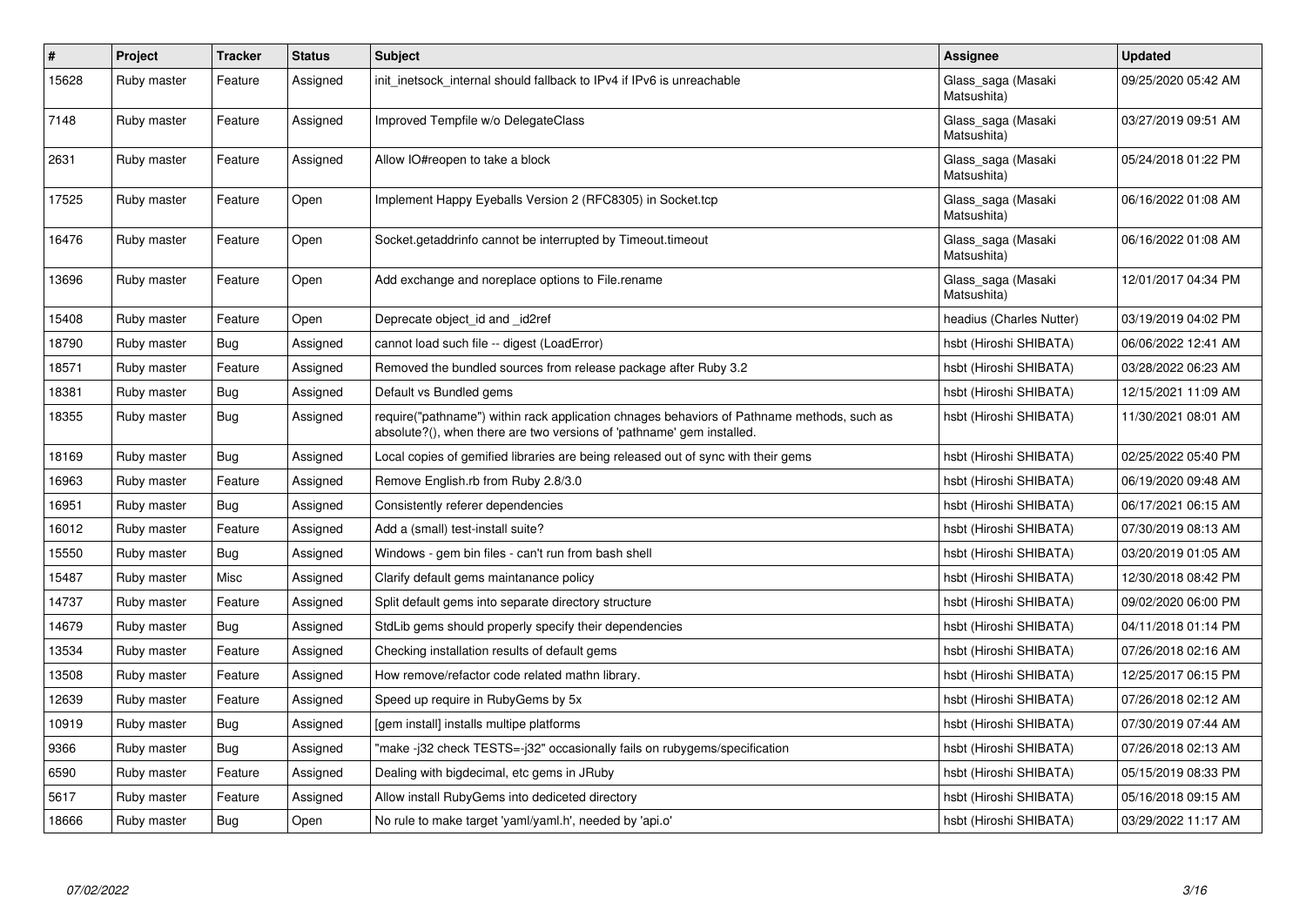| # | Project | Tracker | Status | Subject | Assignee | Updated |
|---|---|---|---|---|---|---|
| 15628 | Ruby master | Feature | Assigned | init_inetsock_internal should fallback to IPv4 if IPv6 is unreachable | Glass_saga (Masaki Matsushita) | 09/25/2020 05:42 AM |
| 7148 | Ruby master | Feature | Assigned | Improved Tempfile w/o DelegateClass | Glass_saga (Masaki Matsushita) | 03/27/2019 09:51 AM |
| 2631 | Ruby master | Feature | Assigned | Allow IO#reopen to take a block | Glass_saga (Masaki Matsushita) | 05/24/2018 01:22 PM |
| 17525 | Ruby master | Feature | Open | Implement Happy Eyeballs Version 2 (RFC8305) in Socket.tcp | Glass_saga (Masaki Matsushita) | 06/16/2022 01:08 AM |
| 16476 | Ruby master | Feature | Open | Socket.getaddrinfo cannot be interrupted by Timeout.timeout | Glass_saga (Masaki Matsushita) | 06/16/2022 01:08 AM |
| 13696 | Ruby master | Feature | Open | Add exchange and noreplace options to File.rename | Glass_saga (Masaki Matsushita) | 12/01/2017 04:34 PM |
| 15408 | Ruby master | Feature | Open | Deprecate object_id and _id2ref | headius (Charles Nutter) | 03/19/2019 04:02 PM |
| 18790 | Ruby master | Bug | Assigned | cannot load such file -- digest (LoadError) | hsbt (Hiroshi SHIBATA) | 06/06/2022 12:41 AM |
| 18571 | Ruby master | Feature | Assigned | Removed the bundled sources from release package after Ruby 3.2 | hsbt (Hiroshi SHIBATA) | 03/28/2022 06:23 AM |
| 18381 | Ruby master | Bug | Assigned | Default vs Bundled gems | hsbt (Hiroshi SHIBATA) | 12/15/2021 11:09 AM |
| 18355 | Ruby master | Bug | Assigned | require("pathname") within rack application chnages behaviors of Pathname methods, such as absolute?(), when there are two versions of 'pathname' gem installed. | hsbt (Hiroshi SHIBATA) | 11/30/2021 08:01 AM |
| 18169 | Ruby master | Bug | Assigned | Local copies of gemified libraries are being released out of sync with their gems | hsbt (Hiroshi SHIBATA) | 02/25/2022 05:40 PM |
| 16963 | Ruby master | Feature | Assigned | Remove English.rb from Ruby 2.8/3.0 | hsbt (Hiroshi SHIBATA) | 06/19/2020 09:48 AM |
| 16951 | Ruby master | Bug | Assigned | Consistently referer dependencies | hsbt (Hiroshi SHIBATA) | 06/17/2021 06:15 AM |
| 16012 | Ruby master | Feature | Assigned | Add a (small) test-install suite? | hsbt (Hiroshi SHIBATA) | 07/30/2019 08:13 AM |
| 15550 | Ruby master | Bug | Assigned | Windows - gem bin files - can't run from bash shell | hsbt (Hiroshi SHIBATA) | 03/20/2019 01:05 AM |
| 15487 | Ruby master | Misc | Assigned | Clarify default gems maintanance policy | hsbt (Hiroshi SHIBATA) | 12/30/2018 08:42 PM |
| 14737 | Ruby master | Feature | Assigned | Split default gems into separate directory structure | hsbt (Hiroshi SHIBATA) | 09/02/2020 06:00 PM |
| 14679 | Ruby master | Bug | Assigned | StdLib gems should properly specify their dependencies | hsbt (Hiroshi SHIBATA) | 04/11/2018 01:14 PM |
| 13534 | Ruby master | Feature | Assigned | Checking installation results of default gems | hsbt (Hiroshi SHIBATA) | 07/26/2018 02:16 AM |
| 13508 | Ruby master | Feature | Assigned | How remove/refactor code related mathn library. | hsbt (Hiroshi SHIBATA) | 12/25/2017 06:15 PM |
| 12639 | Ruby master | Feature | Assigned | Speed up require in RubyGems by 5x | hsbt (Hiroshi SHIBATA) | 07/26/2018 02:12 AM |
| 10919 | Ruby master | Bug | Assigned | [gem install] installs multipe platforms | hsbt (Hiroshi SHIBATA) | 07/30/2019 07:44 AM |
| 9366 | Ruby master | Bug | Assigned | "make -j32 check TESTS=-j32" occasionally fails on rubygems/specification | hsbt (Hiroshi SHIBATA) | 07/26/2018 02:13 AM |
| 6590 | Ruby master | Feature | Assigned | Dealing with bigdecimal, etc gems in JRuby | hsbt (Hiroshi SHIBATA) | 05/15/2019 08:33 PM |
| 5617 | Ruby master | Feature | Assigned | Allow install RubyGems into dediceted directory | hsbt (Hiroshi SHIBATA) | 05/16/2018 09:15 AM |
| 18666 | Ruby master | Bug | Open | No rule to make target 'yaml/yaml.h', needed by 'api.o' | hsbt (Hiroshi SHIBATA) | 03/29/2022 11:17 AM |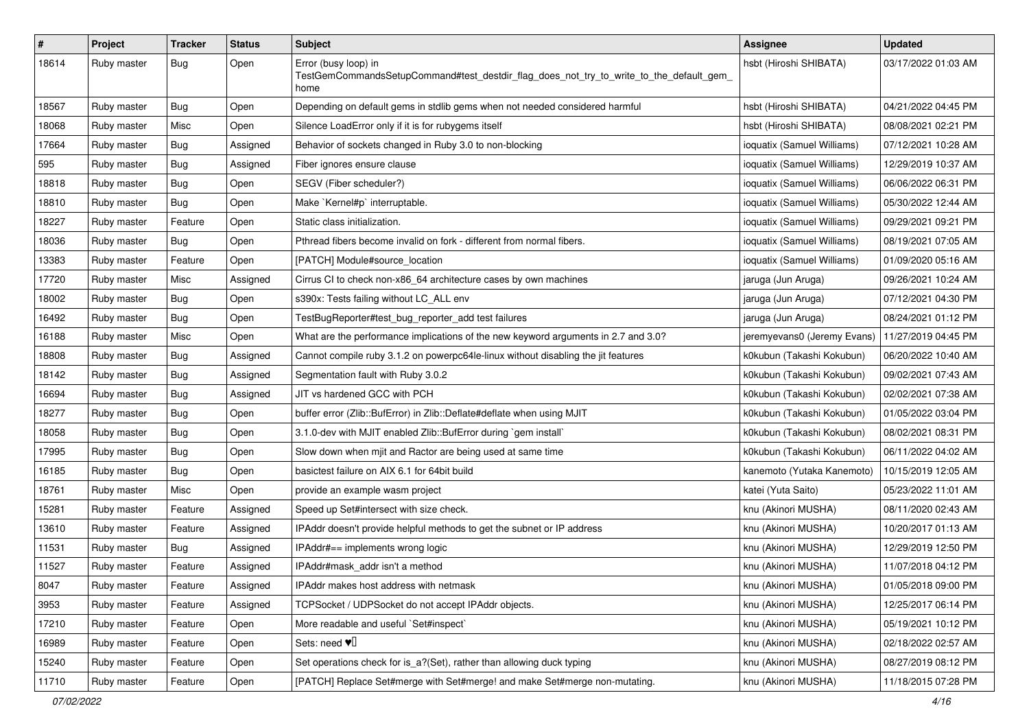| # | Project | Tracker | Status | Subject | Assignee | Updated |
|---|---|---|---|---|---|---|
| 18614 | Ruby master | Bug | Open | Error (busy loop) in TestGemCommandsSetupCommand#test_destdir_flag_does_not_try_to_write_to_the_default_gem_home | hsbt (Hiroshi SHIBATA) | 03/17/2022 01:03 AM |
| 18567 | Ruby master | Bug | Open | Depending on default gems in stdlib gems when not needed considered harmful | hsbt (Hiroshi SHIBATA) | 04/21/2022 04:45 PM |
| 18068 | Ruby master | Misc | Open | Silence LoadError only if it is for rubygems itself | hsbt (Hiroshi SHIBATA) | 08/08/2021 02:21 PM |
| 17664 | Ruby master | Bug | Assigned | Behavior of sockets changed in Ruby 3.0 to non-blocking | ioquatix (Samuel Williams) | 07/12/2021 10:28 AM |
| 595 | Ruby master | Bug | Assigned | Fiber ignores ensure clause | ioquatix (Samuel Williams) | 12/29/2019 10:37 AM |
| 18818 | Ruby master | Bug | Open | SEGV (Fiber scheduler?) | ioquatix (Samuel Williams) | 06/06/2022 06:31 PM |
| 18810 | Ruby master | Bug | Open | Make `Kernel#p` interruptable. | ioquatix (Samuel Williams) | 05/30/2022 12:44 AM |
| 18227 | Ruby master | Feature | Open | Static class initialization. | ioquatix (Samuel Williams) | 09/29/2021 09:21 PM |
| 18036 | Ruby master | Bug | Open | Pthread fibers become invalid on fork - different from normal fibers. | ioquatix (Samuel Williams) | 08/19/2021 07:05 AM |
| 13383 | Ruby master | Feature | Open | [PATCH] Module#source_location | ioquatix (Samuel Williams) | 01/09/2020 05:16 AM |
| 17720 | Ruby master | Misc | Assigned | Cirrus CI to check non-x86_64 architecture cases by own machines | jaruga (Jun Aruga) | 09/26/2021 10:24 AM |
| 18002 | Ruby master | Bug | Open | s390x: Tests failing without LC_ALL env | jaruga (Jun Aruga) | 07/12/2021 04:30 PM |
| 16492 | Ruby master | Bug | Open | TestBugReporter#test_bug_reporter_add test failures | jaruga (Jun Aruga) | 08/24/2021 01:12 PM |
| 16188 | Ruby master | Misc | Open | What are the performance implications of the new keyword arguments in 2.7 and 3.0? | jeremyevans0 (Jeremy Evans) | 11/27/2019 04:45 PM |
| 18808 | Ruby master | Bug | Assigned | Cannot compile ruby 3.1.2 on powerpc64le-linux without disabling the jit features | k0kubun (Takashi Kokubun) | 06/20/2022 10:40 AM |
| 18142 | Ruby master | Bug | Assigned | Segmentation fault with Ruby 3.0.2 | k0kubun (Takashi Kokubun) | 09/02/2021 07:43 AM |
| 16694 | Ruby master | Bug | Assigned | JIT vs hardened GCC with PCH | k0kubun (Takashi Kokubun) | 02/02/2021 07:38 AM |
| 18277 | Ruby master | Bug | Open | buffer error (Zlib::BufError) in Zlib::Deflate#deflate when using MJIT | k0kubun (Takashi Kokubun) | 01/05/2022 03:04 PM |
| 18058 | Ruby master | Bug | Open | 3.1.0-dev with MJIT enabled Zlib::BufError during `gem install` | k0kubun (Takashi Kokubun) | 08/02/2021 08:31 PM |
| 17995 | Ruby master | Bug | Open | Slow down when mjit and Ractor are being used at same time | k0kubun (Takashi Kokubun) | 06/11/2022 04:02 AM |
| 16185 | Ruby master | Bug | Open | basictest failure on AIX 6.1 for 64bit build | kanemoto (Yutaka Kanemoto) | 10/15/2019 12:05 AM |
| 18761 | Ruby master | Misc | Open | provide an example wasm project | katei (Yuta Saito) | 05/23/2022 11:01 AM |
| 15281 | Ruby master | Feature | Assigned | Speed up Set#intersect with size check. | knu (Akinori MUSHA) | 08/11/2020 02:43 AM |
| 13610 | Ruby master | Feature | Assigned | IPAddr doesn't provide helpful methods to get the subnet or IP address | knu (Akinori MUSHA) | 10/20/2017 01:13 AM |
| 11531 | Ruby master | Bug | Assigned | IPAddr#== implements wrong logic | knu (Akinori MUSHA) | 12/29/2019 12:50 PM |
| 11527 | Ruby master | Feature | Assigned | IPAddr#mask_addr isn't a method | knu (Akinori MUSHA) | 11/07/2018 04:12 PM |
| 8047 | Ruby master | Feature | Assigned | IPAddr makes host address with netmask | knu (Akinori MUSHA) | 01/05/2018 09:00 PM |
| 3953 | Ruby master | Feature | Assigned | TCPSocket / UDPSocket do not accept IPAddr objects. | knu (Akinori MUSHA) | 12/25/2017 06:14 PM |
| 17210 | Ruby master | Feature | Open | More readable and useful `Set#inspect` | knu (Akinori MUSHA) | 05/19/2021 10:12 PM |
| 16989 | Ruby master | Feature | Open | Sets: need ♥️ | knu (Akinori MUSHA) | 02/18/2022 02:57 AM |
| 15240 | Ruby master | Feature | Open | Set operations check for is_a?(Set), rather than allowing duck typing | knu (Akinori MUSHA) | 08/27/2019 08:12 PM |
| 11710 | Ruby master | Feature | Open | [PATCH] Replace Set#merge with Set#merge! and make Set#merge non-mutating. | knu (Akinori MUSHA) | 11/18/2015 07:28 PM |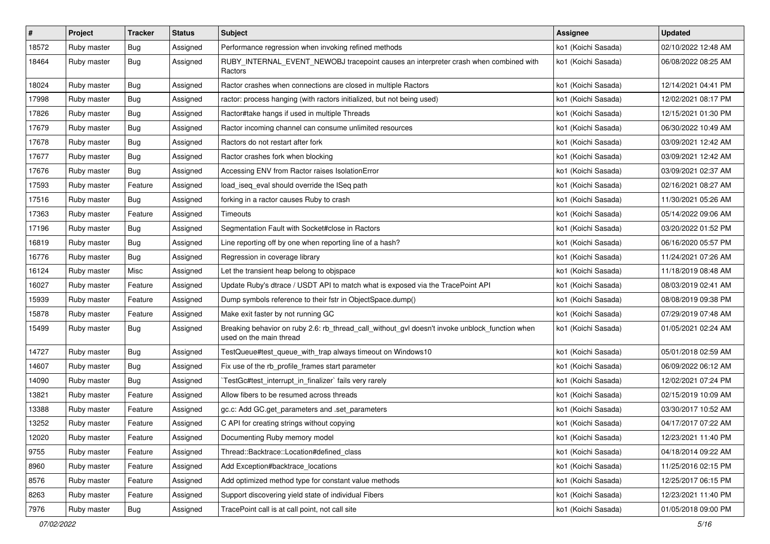| # | Project | Tracker | Status | Subject | Assignee | Updated |
|---|---|---|---|---|---|---|
| 18572 | Ruby master | Bug | Assigned | Performance regression when invoking refined methods | ko1 (Koichi Sasada) | 02/10/2022 12:48 AM |
| 18464 | Ruby master | Bug | Assigned | RUBY_INTERNAL_EVENT_NEWOBJ tracepoint causes an interpreter crash when combined with Ractors | ko1 (Koichi Sasada) | 06/08/2022 08:25 AM |
| 18024 | Ruby master | Bug | Assigned | Ractor crashes when connections are closed in multiple Ractors | ko1 (Koichi Sasada) | 12/14/2021 04:41 PM |
| 17998 | Ruby master | Bug | Assigned | ractor: process hanging (with ractors initialized, but not being used) | ko1 (Koichi Sasada) | 12/02/2021 08:17 PM |
| 17826 | Ruby master | Bug | Assigned | Ractor#take hangs if used in multiple Threads | ko1 (Koichi Sasada) | 12/15/2021 01:30 PM |
| 17679 | Ruby master | Bug | Assigned | Ractor incoming channel can consume unlimited resources | ko1 (Koichi Sasada) | 06/30/2022 10:49 AM |
| 17678 | Ruby master | Bug | Assigned | Ractors do not restart after fork | ko1 (Koichi Sasada) | 03/09/2021 12:42 AM |
| 17677 | Ruby master | Bug | Assigned | Ractor crashes fork when blocking | ko1 (Koichi Sasada) | 03/09/2021 12:42 AM |
| 17676 | Ruby master | Bug | Assigned | Accessing ENV from Ractor raises IsolationError | ko1 (Koichi Sasada) | 03/09/2021 02:37 AM |
| 17593 | Ruby master | Feature | Assigned | load_iseq_eval should override the ISeq path | ko1 (Koichi Sasada) | 02/16/2021 08:27 AM |
| 17516 | Ruby master | Bug | Assigned | forking in a ractor causes Ruby to crash | ko1 (Koichi Sasada) | 11/30/2021 05:26 AM |
| 17363 | Ruby master | Feature | Assigned | Timeouts | ko1 (Koichi Sasada) | 05/14/2022 09:06 AM |
| 17196 | Ruby master | Bug | Assigned | Segmentation Fault with Socket#close in Ractors | ko1 (Koichi Sasada) | 03/20/2022 01:52 PM |
| 16819 | Ruby master | Bug | Assigned | Line reporting off by one when reporting line of a hash? | ko1 (Koichi Sasada) | 06/16/2020 05:57 PM |
| 16776 | Ruby master | Bug | Assigned | Regression in coverage library | ko1 (Koichi Sasada) | 11/24/2021 07:26 AM |
| 16124 | Ruby master | Misc | Assigned | Let the transient heap belong to objspace | ko1 (Koichi Sasada) | 11/18/2019 08:48 AM |
| 16027 | Ruby master | Feature | Assigned | Update Ruby's dtrace / USDT API to match what is exposed via the TracePoint API | ko1 (Koichi Sasada) | 08/03/2019 02:41 AM |
| 15939 | Ruby master | Feature | Assigned | Dump symbols reference to their fstr in ObjectSpace.dump() | ko1 (Koichi Sasada) | 08/08/2019 09:38 PM |
| 15878 | Ruby master | Feature | Assigned | Make exit faster by not running GC | ko1 (Koichi Sasada) | 07/29/2019 07:48 AM |
| 15499 | Ruby master | Bug | Assigned | Breaking behavior on ruby 2.6: rb_thread_call_without_gvl doesn't invoke unblock_function when used on the main thread | ko1 (Koichi Sasada) | 01/05/2021 02:24 AM |
| 14727 | Ruby master | Bug | Assigned | TestQueue#test_queue_with_trap always timeout on Windows10 | ko1 (Koichi Sasada) | 05/01/2018 02:59 AM |
| 14607 | Ruby master | Bug | Assigned | Fix use of the rb_profile_frames start parameter | ko1 (Koichi Sasada) | 06/09/2022 06:12 AM |
| 14090 | Ruby master | Bug | Assigned | `TestGc#test_interrupt_in_finalizer` fails very rarely | ko1 (Koichi Sasada) | 12/02/2021 07:24 PM |
| 13821 | Ruby master | Feature | Assigned | Allow fibers to be resumed across threads | ko1 (Koichi Sasada) | 02/15/2019 10:09 AM |
| 13388 | Ruby master | Feature | Assigned | gc.c: Add GC.get_parameters and .set_parameters | ko1 (Koichi Sasada) | 03/30/2017 10:52 AM |
| 13252 | Ruby master | Feature | Assigned | C API for creating strings without copying | ko1 (Koichi Sasada) | 04/17/2017 07:22 AM |
| 12020 | Ruby master | Feature | Assigned | Documenting Ruby memory model | ko1 (Koichi Sasada) | 12/23/2021 11:40 PM |
| 9755 | Ruby master | Feature | Assigned | Thread::Backtrace::Location#defined_class | ko1 (Koichi Sasada) | 04/18/2014 09:22 AM |
| 8960 | Ruby master | Feature | Assigned | Add Exception#backtrace_locations | ko1 (Koichi Sasada) | 11/25/2016 02:15 PM |
| 8576 | Ruby master | Feature | Assigned | Add optimized method type for constant value methods | ko1 (Koichi Sasada) | 12/25/2017 06:15 PM |
| 8263 | Ruby master | Feature | Assigned | Support discovering yield state of individual Fibers | ko1 (Koichi Sasada) | 12/23/2021 11:40 PM |
| 7976 | Ruby master | Bug | Assigned | TracePoint call is at call point, not call site | ko1 (Koichi Sasada) | 01/05/2018 09:00 PM |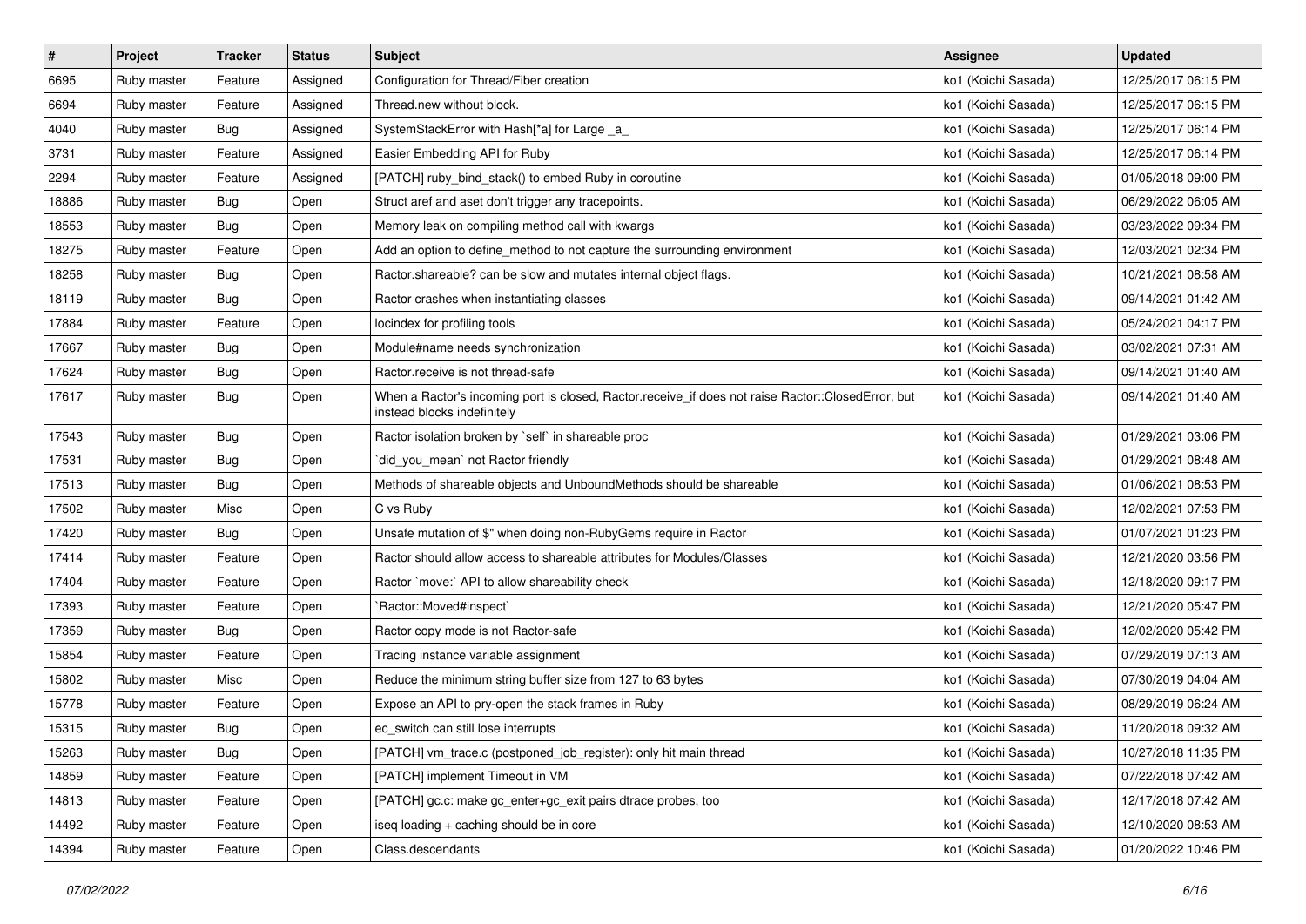| # | Project | Tracker | Status | Subject | Assignee | Updated |
|---|---|---|---|---|---|---|
| 6695 | Ruby master | Feature | Assigned | Configuration for Thread/Fiber creation | ko1 (Koichi Sasada) | 12/25/2017 06:15 PM |
| 6694 | Ruby master | Feature | Assigned | Thread.new without block. | ko1 (Koichi Sasada) | 12/25/2017 06:15 PM |
| 4040 | Ruby master | Bug | Assigned | SystemStackError with Hash[*a] for Large _a_ | ko1 (Koichi Sasada) | 12/25/2017 06:14 PM |
| 3731 | Ruby master | Feature | Assigned | Easier Embedding API for Ruby | ko1 (Koichi Sasada) | 12/25/2017 06:14 PM |
| 2294 | Ruby master | Feature | Assigned | [PATCH] ruby_bind_stack() to embed Ruby in coroutine | ko1 (Koichi Sasada) | 01/05/2018 09:00 PM |
| 18886 | Ruby master | Bug | Open | Struct aref and aset don't trigger any tracepoints. | ko1 (Koichi Sasada) | 06/29/2022 06:05 AM |
| 18553 | Ruby master | Bug | Open | Memory leak on compiling method call with kwargs | ko1 (Koichi Sasada) | 03/23/2022 09:34 PM |
| 18275 | Ruby master | Feature | Open | Add an option to define_method to not capture the surrounding environment | ko1 (Koichi Sasada) | 12/03/2021 02:34 PM |
| 18258 | Ruby master | Bug | Open | Ractor.shareable? can be slow and mutates internal object flags. | ko1 (Koichi Sasada) | 10/21/2021 08:58 AM |
| 18119 | Ruby master | Bug | Open | Ractor crashes when instantiating classes | ko1 (Koichi Sasada) | 09/14/2021 01:42 AM |
| 17884 | Ruby master | Feature | Open | locindex for profiling tools | ko1 (Koichi Sasada) | 05/24/2021 04:17 PM |
| 17667 | Ruby master | Bug | Open | Module#name needs synchronization | ko1 (Koichi Sasada) | 03/02/2021 07:31 AM |
| 17624 | Ruby master | Bug | Open | Ractor.receive is not thread-safe | ko1 (Koichi Sasada) | 09/14/2021 01:40 AM |
| 17617 | Ruby master | Bug | Open | When a Ractor's incoming port is closed, Ractor.receive_if does not raise Ractor::ClosedError, but instead blocks indefinitely | ko1 (Koichi Sasada) | 09/14/2021 01:40 AM |
| 17543 | Ruby master | Bug | Open | Ractor isolation broken by `self` in shareable proc | ko1 (Koichi Sasada) | 01/29/2021 03:06 PM |
| 17531 | Ruby master | Bug | Open | `did_you_mean` not Ractor friendly | ko1 (Koichi Sasada) | 01/29/2021 08:48 AM |
| 17513 | Ruby master | Bug | Open | Methods of shareable objects and UnboundMethods should be shareable | ko1 (Koichi Sasada) | 01/06/2021 08:53 PM |
| 17502 | Ruby master | Misc | Open | C vs Ruby | ko1 (Koichi Sasada) | 12/02/2021 07:53 PM |
| 17420 | Ruby master | Bug | Open | Unsafe mutation of $" when doing non-RubyGems require in Ractor | ko1 (Koichi Sasada) | 01/07/2021 01:23 PM |
| 17414 | Ruby master | Feature | Open | Ractor should allow access to shareable attributes for Modules/Classes | ko1 (Koichi Sasada) | 12/21/2020 03:56 PM |
| 17404 | Ruby master | Feature | Open | Ractor `move:` API to allow shareability check | ko1 (Koichi Sasada) | 12/18/2020 09:17 PM |
| 17393 | Ruby master | Feature | Open | `Ractor::Moved#inspect` | ko1 (Koichi Sasada) | 12/21/2020 05:47 PM |
| 17359 | Ruby master | Bug | Open | Ractor copy mode is not Ractor-safe | ko1 (Koichi Sasada) | 12/02/2020 05:42 PM |
| 15854 | Ruby master | Feature | Open | Tracing instance variable assignment | ko1 (Koichi Sasada) | 07/29/2019 07:13 AM |
| 15802 | Ruby master | Misc | Open | Reduce the minimum string buffer size from 127 to 63 bytes | ko1 (Koichi Sasada) | 07/30/2019 04:04 AM |
| 15778 | Ruby master | Feature | Open | Expose an API to pry-open the stack frames in Ruby | ko1 (Koichi Sasada) | 08/29/2019 06:24 AM |
| 15315 | Ruby master | Bug | Open | ec_switch can still lose interrupts | ko1 (Koichi Sasada) | 11/20/2018 09:32 AM |
| 15263 | Ruby master | Bug | Open | [PATCH] vm_trace.c (postponed_job_register): only hit main thread | ko1 (Koichi Sasada) | 10/27/2018 11:35 PM |
| 14859 | Ruby master | Feature | Open | [PATCH] implement Timeout in VM | ko1 (Koichi Sasada) | 07/22/2018 07:42 AM |
| 14813 | Ruby master | Feature | Open | [PATCH] gc.c: make gc_enter+gc_exit pairs dtrace probes, too | ko1 (Koichi Sasada) | 12/17/2018 07:42 AM |
| 14492 | Ruby master | Feature | Open | iseq loading + caching should be in core | ko1 (Koichi Sasada) | 12/10/2020 08:53 AM |
| 14394 | Ruby master | Feature | Open | Class.descendants | ko1 (Koichi Sasada) | 01/20/2022 10:46 PM |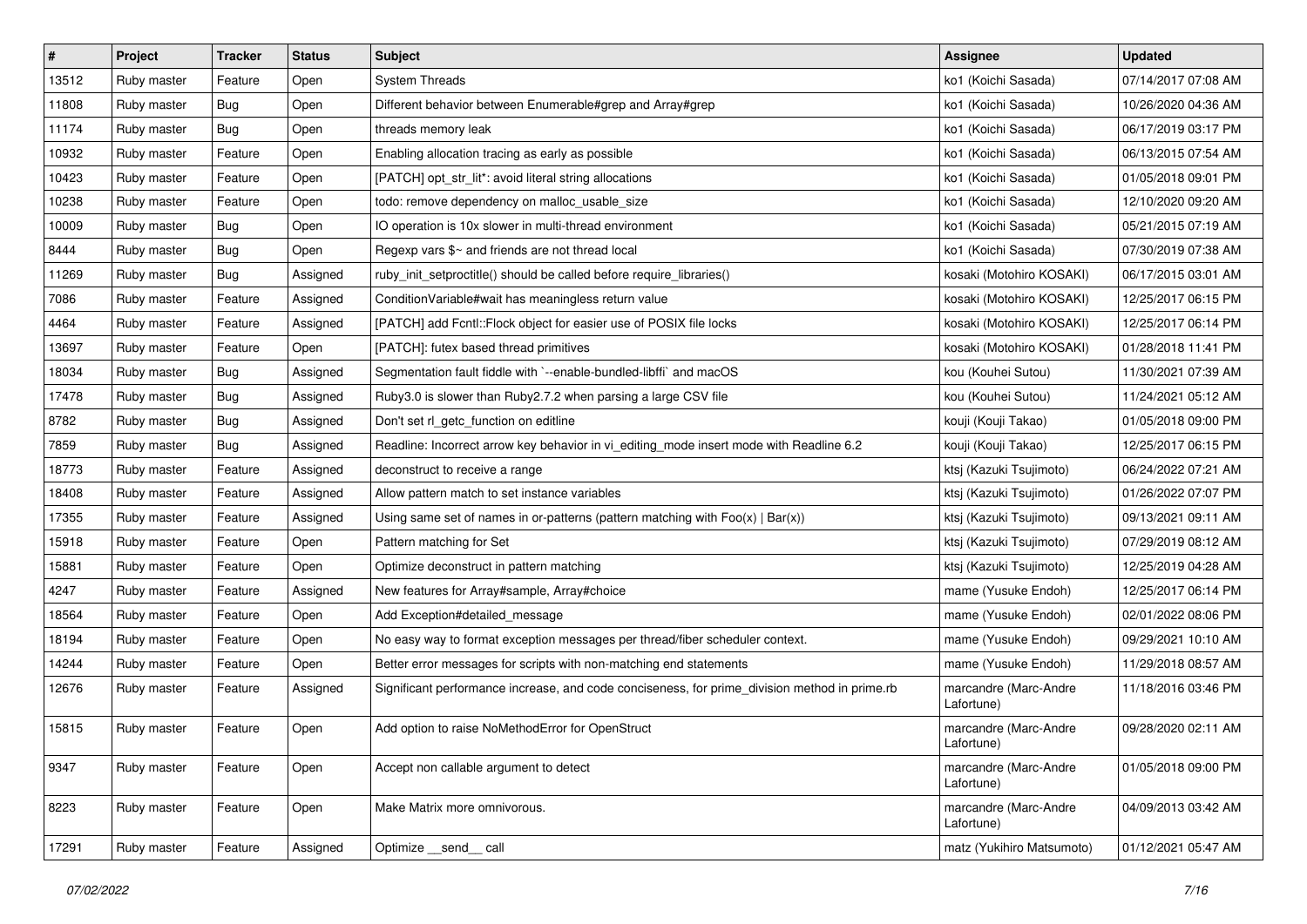| # | Project | Tracker | Status | Subject | Assignee | Updated |
|---|---|---|---|---|---|---|
| 13512 | Ruby master | Feature | Open | System Threads | ko1 (Koichi Sasada) | 07/14/2017 07:08 AM |
| 11808 | Ruby master | Bug | Open | Different behavior between Enumerable#grep and Array#grep | ko1 (Koichi Sasada) | 10/26/2020 04:36 AM |
| 11174 | Ruby master | Bug | Open | threads memory leak | ko1 (Koichi Sasada) | 06/17/2019 03:17 PM |
| 10932 | Ruby master | Feature | Open | Enabling allocation tracing as early as possible | ko1 (Koichi Sasada) | 06/13/2015 07:54 AM |
| 10423 | Ruby master | Feature | Open | [PATCH] opt_str_lit*: avoid literal string allocations | ko1 (Koichi Sasada) | 01/05/2018 09:01 PM |
| 10238 | Ruby master | Feature | Open | todo: remove dependency on malloc_usable_size | ko1 (Koichi Sasada) | 12/10/2020 09:20 AM |
| 10009 | Ruby master | Bug | Open | IO operation is 10x slower in multi-thread environment | ko1 (Koichi Sasada) | 05/21/2015 07:19 AM |
| 8444 | Ruby master | Bug | Open | Regexp vars $~ and friends are not thread local | ko1 (Koichi Sasada) | 07/30/2019 07:38 AM |
| 11269 | Ruby master | Bug | Assigned | ruby_init_setproctitle() should be called before require_libraries() | kosaki (Motohiro KOSAKI) | 06/17/2015 03:01 AM |
| 7086 | Ruby master | Feature | Assigned | ConditionVariable#wait has meaningless return value | kosaki (Motohiro KOSAKI) | 12/25/2017 06:15 PM |
| 4464 | Ruby master | Feature | Assigned | [PATCH] add Fcntl::Flock object for easier use of POSIX file locks | kosaki (Motohiro KOSAKI) | 12/25/2017 06:14 PM |
| 13697 | Ruby master | Feature | Open | [PATCH]: futex based thread primitives | kosaki (Motohiro KOSAKI) | 01/28/2018 11:41 PM |
| 18034 | Ruby master | Bug | Assigned | Segmentation fault fiddle with `--enable-bundled-libffi` and macOS | kou (Kouhei Sutou) | 11/30/2021 07:39 AM |
| 17478 | Ruby master | Bug | Assigned | Ruby3.0 is slower than Ruby2.7.2 when parsing a large CSV file | kou (Kouhei Sutou) | 11/24/2021 05:12 AM |
| 8782 | Ruby master | Bug | Assigned | Don't set rl_getc_function on editline | kouji (Kouji Takao) | 01/05/2018 09:00 PM |
| 7859 | Ruby master | Bug | Assigned | Readline: Incorrect arrow key behavior in vi_editing_mode insert mode with Readline 6.2 | kouji (Kouji Takao) | 12/25/2017 06:15 PM |
| 18773 | Ruby master | Feature | Assigned | deconstruct to receive a range | ktsj (Kazuki Tsujimoto) | 06/24/2022 07:21 AM |
| 18408 | Ruby master | Feature | Assigned | Allow pattern match to set instance variables | ktsj (Kazuki Tsujimoto) | 01/26/2022 07:07 PM |
| 17355 | Ruby master | Feature | Assigned | Using same set of names in or-patterns (pattern matching with Foo(x) \| Bar(x)) | ktsj (Kazuki Tsujimoto) | 09/13/2021 09:11 AM |
| 15918 | Ruby master | Feature | Open | Pattern matching for Set | ktsj (Kazuki Tsujimoto) | 07/29/2019 08:12 AM |
| 15881 | Ruby master | Feature | Open | Optimize deconstruct in pattern matching | ktsj (Kazuki Tsujimoto) | 12/25/2019 04:28 AM |
| 4247 | Ruby master | Feature | Assigned | New features for Array#sample, Array#choice | mame (Yusuke Endoh) | 12/25/2017 06:14 PM |
| 18564 | Ruby master | Feature | Open | Add Exception#detailed_message | mame (Yusuke Endoh) | 02/01/2022 08:06 PM |
| 18194 | Ruby master | Feature | Open | No easy way to format exception messages per thread/fiber scheduler context. | mame (Yusuke Endoh) | 09/29/2021 10:10 AM |
| 14244 | Ruby master | Feature | Open | Better error messages for scripts with non-matching end statements | mame (Yusuke Endoh) | 11/29/2018 08:57 AM |
| 12676 | Ruby master | Feature | Assigned | Significant performance increase, and code conciseness, for prime_division method in prime.rb | marcandre (Marc-Andre Lafortune) | 11/18/2016 03:46 PM |
| 15815 | Ruby master | Feature | Open | Add option to raise NoMethodError for OpenStruct | marcandre (Marc-Andre Lafortune) | 09/28/2020 02:11 AM |
| 9347 | Ruby master | Feature | Open | Accept non callable argument to detect | marcandre (Marc-Andre Lafortune) | 01/05/2018 09:00 PM |
| 8223 | Ruby master | Feature | Open | Make Matrix more omnivorous. | marcandre (Marc-Andre Lafortune) | 04/09/2013 03:42 AM |
| 17291 | Ruby master | Feature | Assigned | Optimize __send__ call | matz (Yukihiro Matsumoto) | 01/12/2021 05:47 AM |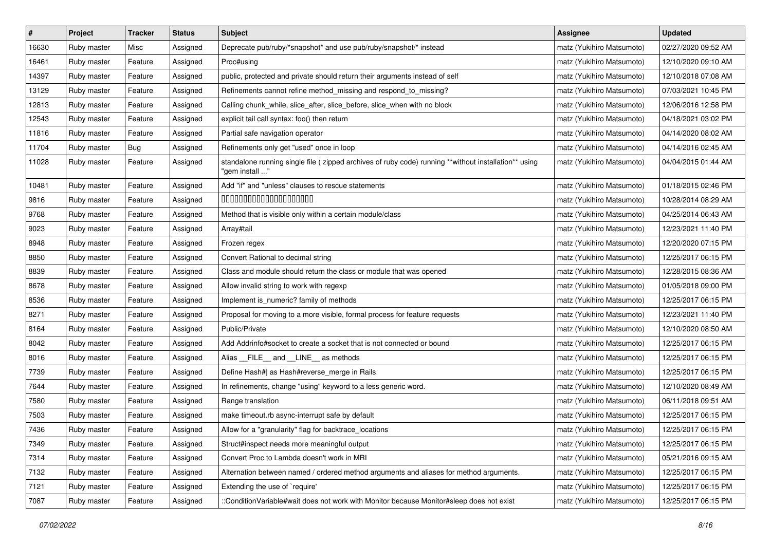| # | Project | Tracker | Status | Subject | Assignee | Updated |
|---|---|---|---|---|---|---|
| 16630 | Ruby master | Misc | Assigned | Deprecate pub/ruby/*snapshot* and use pub/ruby/snapshot/* instead | matz (Yukihiro Matsumoto) | 02/27/2020 09:52 AM |
| 16461 | Ruby master | Feature | Assigned | Proc#using | matz (Yukihiro Matsumoto) | 12/10/2020 09:10 AM |
| 14397 | Ruby master | Feature | Assigned | public, protected and private should return their arguments instead of self | matz (Yukihiro Matsumoto) | 12/10/2018 07:08 AM |
| 13129 | Ruby master | Feature | Assigned | Refinements cannot refine method_missing and respond_to_missing? | matz (Yukihiro Matsumoto) | 07/03/2021 10:45 PM |
| 12813 | Ruby master | Feature | Assigned | Calling chunk_while, slice_after, slice_before, slice_when with no block | matz (Yukihiro Matsumoto) | 12/06/2016 12:58 PM |
| 12543 | Ruby master | Feature | Assigned | explicit tail call syntax: foo() then return | matz (Yukihiro Matsumoto) | 04/18/2021 03:02 PM |
| 11816 | Ruby master | Feature | Assigned | Partial safe navigation operator | matz (Yukihiro Matsumoto) | 04/14/2020 08:02 AM |
| 11704 | Ruby master | Bug | Assigned | Refinements only get "used" once in loop | matz (Yukihiro Matsumoto) | 04/14/2016 02:45 AM |
| 11028 | Ruby master | Feature | Assigned | standalone running single file ( zipped archives of ruby code) running **without installation** using "gem install ..." | matz (Yukihiro Matsumoto) | 04/04/2015 01:44 AM |
| 10481 | Ruby master | Feature | Assigned | Add "if" and "unless" clauses to rescue statements | matz (Yukihiro Matsumoto) | 01/18/2015 02:46 PM |
| 9816 | Ruby master | Feature | Assigned | 0000000000000000000000 | matz (Yukihiro Matsumoto) | 10/28/2014 08:29 AM |
| 9768 | Ruby master | Feature | Assigned | Method that is visible only within a certain module/class | matz (Yukihiro Matsumoto) | 04/25/2014 06:43 AM |
| 9023 | Ruby master | Feature | Assigned | Array#tail | matz (Yukihiro Matsumoto) | 12/23/2021 11:40 PM |
| 8948 | Ruby master | Feature | Assigned | Frozen regex | matz (Yukihiro Matsumoto) | 12/20/2020 07:15 PM |
| 8850 | Ruby master | Feature | Assigned | Convert Rational to decimal string | matz (Yukihiro Matsumoto) | 12/25/2017 06:15 PM |
| 8839 | Ruby master | Feature | Assigned | Class and module should return the class or module that was opened | matz (Yukihiro Matsumoto) | 12/28/2015 08:36 AM |
| 8678 | Ruby master | Feature | Assigned | Allow invalid string to work with regexp | matz (Yukihiro Matsumoto) | 01/05/2018 09:00 PM |
| 8536 | Ruby master | Feature | Assigned | Implement is_numeric? family of methods | matz (Yukihiro Matsumoto) | 12/25/2017 06:15 PM |
| 8271 | Ruby master | Feature | Assigned | Proposal for moving to a more visible, formal process for feature requests | matz (Yukihiro Matsumoto) | 12/23/2021 11:40 PM |
| 8164 | Ruby master | Feature | Assigned | Public/Private | matz (Yukihiro Matsumoto) | 12/10/2020 08:50 AM |
| 8042 | Ruby master | Feature | Assigned | Add Addrinfo#socket to create a socket that is not connected or bound | matz (Yukihiro Matsumoto) | 12/25/2017 06:15 PM |
| 8016 | Ruby master | Feature | Assigned | Alias __FILE__ and __LINE__ as methods | matz (Yukihiro Matsumoto) | 12/25/2017 06:15 PM |
| 7739 | Ruby master | Feature | Assigned | Define Hash#\| as Hash#reverse_merge in Rails | matz (Yukihiro Matsumoto) | 12/25/2017 06:15 PM |
| 7644 | Ruby master | Feature | Assigned | In refinements, change "using" keyword to a less generic word. | matz (Yukihiro Matsumoto) | 12/10/2020 08:49 AM |
| 7580 | Ruby master | Feature | Assigned | Range translation | matz (Yukihiro Matsumoto) | 06/11/2018 09:51 AM |
| 7503 | Ruby master | Feature | Assigned | make timeout.rb async-interrupt safe by default | matz (Yukihiro Matsumoto) | 12/25/2017 06:15 PM |
| 7436 | Ruby master | Feature | Assigned | Allow for a "granularity" flag for backtrace_locations | matz (Yukihiro Matsumoto) | 12/25/2017 06:15 PM |
| 7349 | Ruby master | Feature | Assigned | Struct#inspect needs more meaningful output | matz (Yukihiro Matsumoto) | 12/25/2017 06:15 PM |
| 7314 | Ruby master | Feature | Assigned | Convert Proc to Lambda doesn't work in MRI | matz (Yukihiro Matsumoto) | 05/21/2016 09:15 AM |
| 7132 | Ruby master | Feature | Assigned | Alternation between named / ordered method arguments and aliases for method arguments. | matz (Yukihiro Matsumoto) | 12/25/2017 06:15 PM |
| 7121 | Ruby master | Feature | Assigned | Extending the use of `require' | matz (Yukihiro Matsumoto) | 12/25/2017 06:15 PM |
| 7087 | Ruby master | Feature | Assigned | ::ConditionVariable#wait does not work with Monitor because Monitor#sleep does not exist | matz (Yukihiro Matsumoto) | 12/25/2017 06:15 PM |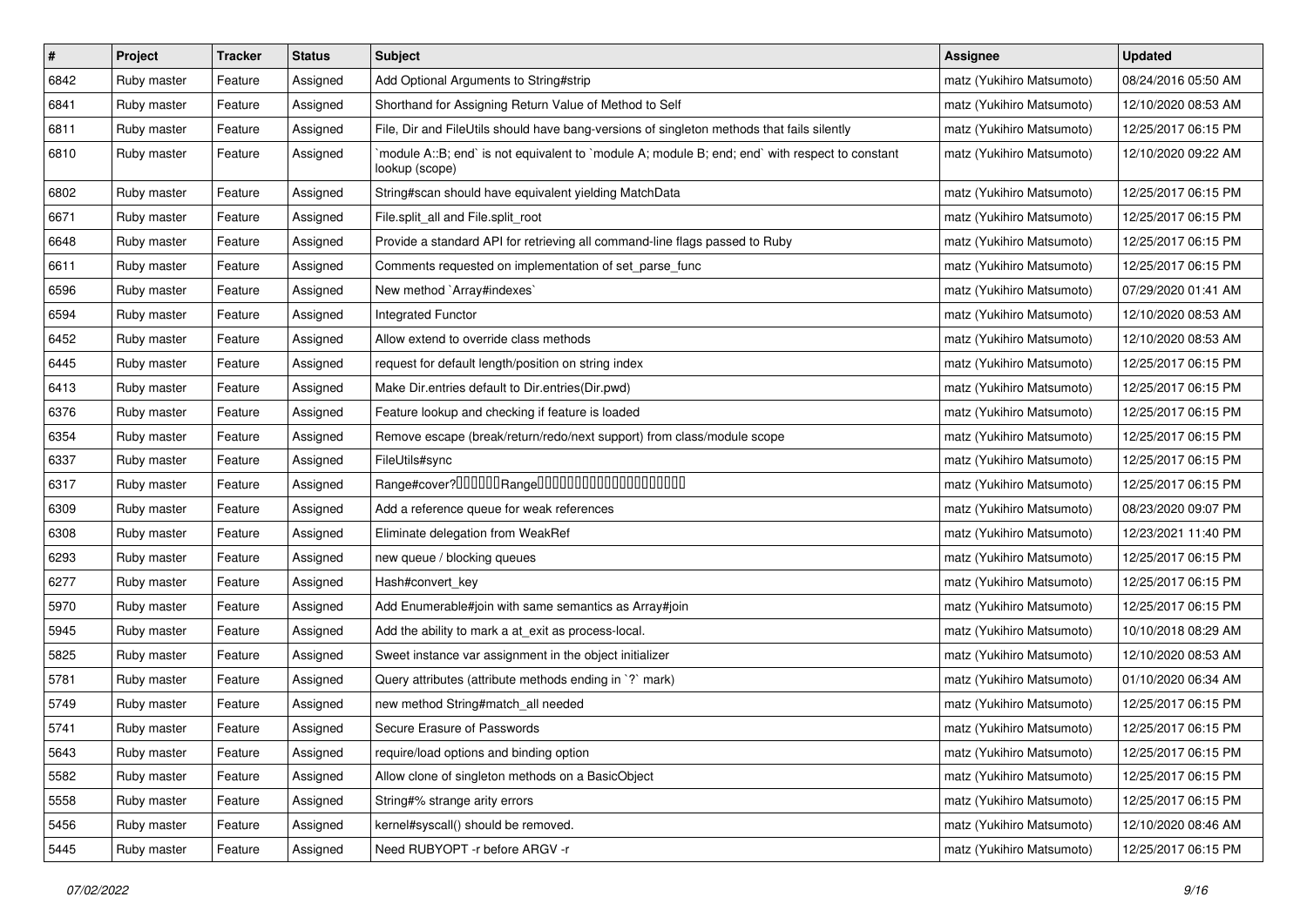| # | Project | Tracker | Status | Subject | Assignee | Updated |
|---|---|---|---|---|---|---|
| 6842 | Ruby master | Feature | Assigned | Add Optional Arguments to String#strip | matz (Yukihiro Matsumoto) | 08/24/2016 05:50 AM |
| 6841 | Ruby master | Feature | Assigned | Shorthand for Assigning Return Value of Method to Self | matz (Yukihiro Matsumoto) | 12/10/2020 08:53 AM |
| 6811 | Ruby master | Feature | Assigned | File, Dir and FileUtils should have bang-versions of singleton methods that fails silently | matz (Yukihiro Matsumoto) | 12/25/2017 06:15 PM |
| 6810 | Ruby master | Feature | Assigned | `module A::B; end` is not equivalent to `module A; module B; end; end` with respect to constant lookup (scope) | matz (Yukihiro Matsumoto) | 12/10/2020 09:22 AM |
| 6802 | Ruby master | Feature | Assigned | String#scan should have equivalent yielding MatchData | matz (Yukihiro Matsumoto) | 12/25/2017 06:15 PM |
| 6671 | Ruby master | Feature | Assigned | File.split_all and File.split_root | matz (Yukihiro Matsumoto) | 12/25/2017 06:15 PM |
| 6648 | Ruby master | Feature | Assigned | Provide a standard API for retrieving all command-line flags passed to Ruby | matz (Yukihiro Matsumoto) | 12/25/2017 06:15 PM |
| 6611 | Ruby master | Feature | Assigned | Comments requested on implementation of set_parse_func | matz (Yukihiro Matsumoto) | 12/25/2017 06:15 PM |
| 6596 | Ruby master | Feature | Assigned | New method `Array#indexes` | matz (Yukihiro Matsumoto) | 07/29/2020 01:41 AM |
| 6594 | Ruby master | Feature | Assigned | Integrated Functor | matz (Yukihiro Matsumoto) | 12/10/2020 08:53 AM |
| 6452 | Ruby master | Feature | Assigned | Allow extend to override class methods | matz (Yukihiro Matsumoto) | 12/10/2020 08:53 AM |
| 6445 | Ruby master | Feature | Assigned | request for default length/position on string index | matz (Yukihiro Matsumoto) | 12/25/2017 06:15 PM |
| 6413 | Ruby master | Feature | Assigned | Make Dir.entries default to Dir.entries(Dir.pwd) | matz (Yukihiro Matsumoto) | 12/25/2017 06:15 PM |
| 6376 | Ruby master | Feature | Assigned | Feature lookup and checking if feature is loaded | matz (Yukihiro Matsumoto) | 12/25/2017 06:15 PM |
| 6354 | Ruby master | Feature | Assigned | Remove escape (break/return/redo/next support) from class/module scope | matz (Yukihiro Matsumoto) | 12/25/2017 06:15 PM |
| 6337 | Ruby master | Feature | Assigned | FileUtils#sync | matz (Yukihiro Matsumoto) | 12/25/2017 06:15 PM |
| 6317 | Ruby master | Feature | Assigned | Range#cover?□□□□□□Range□□□□□□□□□□□□□□□□□□□□ | matz (Yukihiro Matsumoto) | 12/25/2017 06:15 PM |
| 6309 | Ruby master | Feature | Assigned | Add a reference queue for weak references | matz (Yukihiro Matsumoto) | 08/23/2020 09:07 PM |
| 6308 | Ruby master | Feature | Assigned | Eliminate delegation from WeakRef | matz (Yukihiro Matsumoto) | 12/23/2021 11:40 PM |
| 6293 | Ruby master | Feature | Assigned | new queue / blocking queues | matz (Yukihiro Matsumoto) | 12/25/2017 06:15 PM |
| 6277 | Ruby master | Feature | Assigned | Hash#convert_key | matz (Yukihiro Matsumoto) | 12/25/2017 06:15 PM |
| 5970 | Ruby master | Feature | Assigned | Add Enumerable#join with same semantics as Array#join | matz (Yukihiro Matsumoto) | 12/25/2017 06:15 PM |
| 5945 | Ruby master | Feature | Assigned | Add the ability to mark a at_exit as process-local. | matz (Yukihiro Matsumoto) | 10/10/2018 08:29 AM |
| 5825 | Ruby master | Feature | Assigned | Sweet instance var assignment in the object initializer | matz (Yukihiro Matsumoto) | 12/10/2020 08:53 AM |
| 5781 | Ruby master | Feature | Assigned | Query attributes (attribute methods ending in `?` mark) | matz (Yukihiro Matsumoto) | 01/10/2020 06:34 AM |
| 5749 | Ruby master | Feature | Assigned | new method String#match_all needed | matz (Yukihiro Matsumoto) | 12/25/2017 06:15 PM |
| 5741 | Ruby master | Feature | Assigned | Secure Erasure of Passwords | matz (Yukihiro Matsumoto) | 12/25/2017 06:15 PM |
| 5643 | Ruby master | Feature | Assigned | require/load options and binding option | matz (Yukihiro Matsumoto) | 12/25/2017 06:15 PM |
| 5582 | Ruby master | Feature | Assigned | Allow clone of singleton methods on a BasicObject | matz (Yukihiro Matsumoto) | 12/25/2017 06:15 PM |
| 5558 | Ruby master | Feature | Assigned | String#% strange arity errors | matz (Yukihiro Matsumoto) | 12/25/2017 06:15 PM |
| 5456 | Ruby master | Feature | Assigned | kernel#syscall() should be removed. | matz (Yukihiro Matsumoto) | 12/10/2020 08:46 AM |
| 5445 | Ruby master | Feature | Assigned | Need RUBYOPT -r before ARGV -r | matz (Yukihiro Matsumoto) | 12/25/2017 06:15 PM |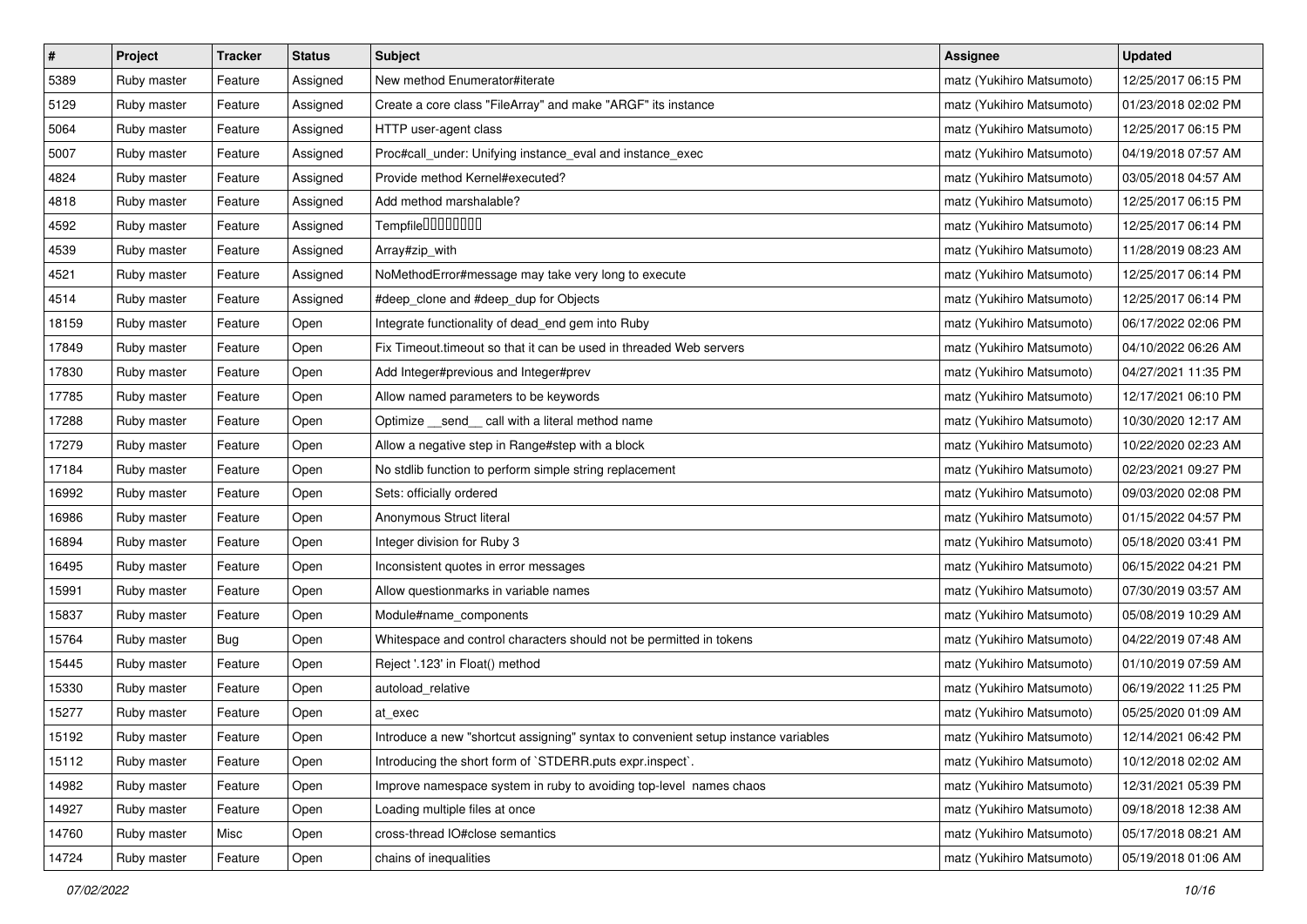| # | Project | Tracker | Status | Subject | Assignee | Updated |
|---|---|---|---|---|---|---|
| 5389 | Ruby master | Feature | Assigned | New method Enumerator#iterate | matz (Yukihiro Matsumoto) | 12/25/2017 06:15 PM |
| 5129 | Ruby master | Feature | Assigned | Create a core class "FileArray" and make "ARGF" its instance | matz (Yukihiro Matsumoto) | 01/23/2018 02:02 PM |
| 5064 | Ruby master | Feature | Assigned | HTTP user-agent class | matz (Yukihiro Matsumoto) | 12/25/2017 06:15 PM |
| 5007 | Ruby master | Feature | Assigned | Proc#call_under: Unifying instance_eval and instance_exec | matz (Yukihiro Matsumoto) | 04/19/2018 07:57 AM |
| 4824 | Ruby master | Feature | Assigned | Provide method Kernel#executed? | matz (Yukihiro Matsumoto) | 03/05/2018 04:57 AM |
| 4818 | Ruby master | Feature | Assigned | Add method marshalable? | matz (Yukihiro Matsumoto) | 12/25/2017 06:15 PM |
| 4592 | Ruby master | Feature | Assigned | Tempfile□□□□□□□□ | matz (Yukihiro Matsumoto) | 12/25/2017 06:14 PM |
| 4539 | Ruby master | Feature | Assigned | Array#zip_with | matz (Yukihiro Matsumoto) | 11/28/2019 08:23 AM |
| 4521 | Ruby master | Feature | Assigned | NoMethodError#message may take very long to execute | matz (Yukihiro Matsumoto) | 12/25/2017 06:14 PM |
| 4514 | Ruby master | Feature | Assigned | #deep_clone and #deep_dup for Objects | matz (Yukihiro Matsumoto) | 12/25/2017 06:14 PM |
| 18159 | Ruby master | Feature | Open | Integrate functionality of dead_end gem into Ruby | matz (Yukihiro Matsumoto) | 06/17/2022 02:06 PM |
| 17849 | Ruby master | Feature | Open | Fix Timeout.timeout so that it can be used in threaded Web servers | matz (Yukihiro Matsumoto) | 04/10/2022 06:26 AM |
| 17830 | Ruby master | Feature | Open | Add Integer#previous and Integer#prev | matz (Yukihiro Matsumoto) | 04/27/2021 11:35 PM |
| 17785 | Ruby master | Feature | Open | Allow named parameters to be keywords | matz (Yukihiro Matsumoto) | 12/17/2021 06:10 PM |
| 17288 | Ruby master | Feature | Open | Optimize __send__ call with a literal method name | matz (Yukihiro Matsumoto) | 10/30/2020 12:17 AM |
| 17279 | Ruby master | Feature | Open | Allow a negative step in Range#step with a block | matz (Yukihiro Matsumoto) | 10/22/2020 02:23 AM |
| 17184 | Ruby master | Feature | Open | No stdlib function to perform simple string replacement | matz (Yukihiro Matsumoto) | 02/23/2021 09:27 PM |
| 16992 | Ruby master | Feature | Open | Sets: officially ordered | matz (Yukihiro Matsumoto) | 09/03/2020 02:08 PM |
| 16986 | Ruby master | Feature | Open | Anonymous Struct literal | matz (Yukihiro Matsumoto) | 01/15/2022 04:57 PM |
| 16894 | Ruby master | Feature | Open | Integer division for Ruby 3 | matz (Yukihiro Matsumoto) | 05/18/2020 03:41 PM |
| 16495 | Ruby master | Feature | Open | Inconsistent quotes in error messages | matz (Yukihiro Matsumoto) | 06/15/2022 04:21 PM |
| 15991 | Ruby master | Feature | Open | Allow questionmarks in variable names | matz (Yukihiro Matsumoto) | 07/30/2019 03:57 AM |
| 15837 | Ruby master | Feature | Open | Module#name_components | matz (Yukihiro Matsumoto) | 05/08/2019 10:29 AM |
| 15764 | Ruby master | Bug | Open | Whitespace and control characters should not be permitted in tokens | matz (Yukihiro Matsumoto) | 04/22/2019 07:48 AM |
| 15445 | Ruby master | Feature | Open | Reject '.123' in Float() method | matz (Yukihiro Matsumoto) | 01/10/2019 07:59 AM |
| 15330 | Ruby master | Feature | Open | autoload_relative | matz (Yukihiro Matsumoto) | 06/19/2022 11:25 PM |
| 15277 | Ruby master | Feature | Open | at_exec | matz (Yukihiro Matsumoto) | 05/25/2020 01:09 AM |
| 15192 | Ruby master | Feature | Open | Introduce a new "shortcut assigning" syntax to convenient setup instance variables | matz (Yukihiro Matsumoto) | 12/14/2021 06:42 PM |
| 15112 | Ruby master | Feature | Open | Introducing the short form of `STDERR.puts expr.inspect`. | matz (Yukihiro Matsumoto) | 10/12/2018 02:02 AM |
| 14982 | Ruby master | Feature | Open | Improve namespace system in ruby to avoiding top-level names chaos | matz (Yukihiro Matsumoto) | 12/31/2021 05:39 PM |
| 14927 | Ruby master | Feature | Open | Loading multiple files at once | matz (Yukihiro Matsumoto) | 09/18/2018 12:38 AM |
| 14760 | Ruby master | Misc | Open | cross-thread IO#close semantics | matz (Yukihiro Matsumoto) | 05/17/2018 08:21 AM |
| 14724 | Ruby master | Feature | Open | chains of inequalities | matz (Yukihiro Matsumoto) | 05/19/2018 01:06 AM |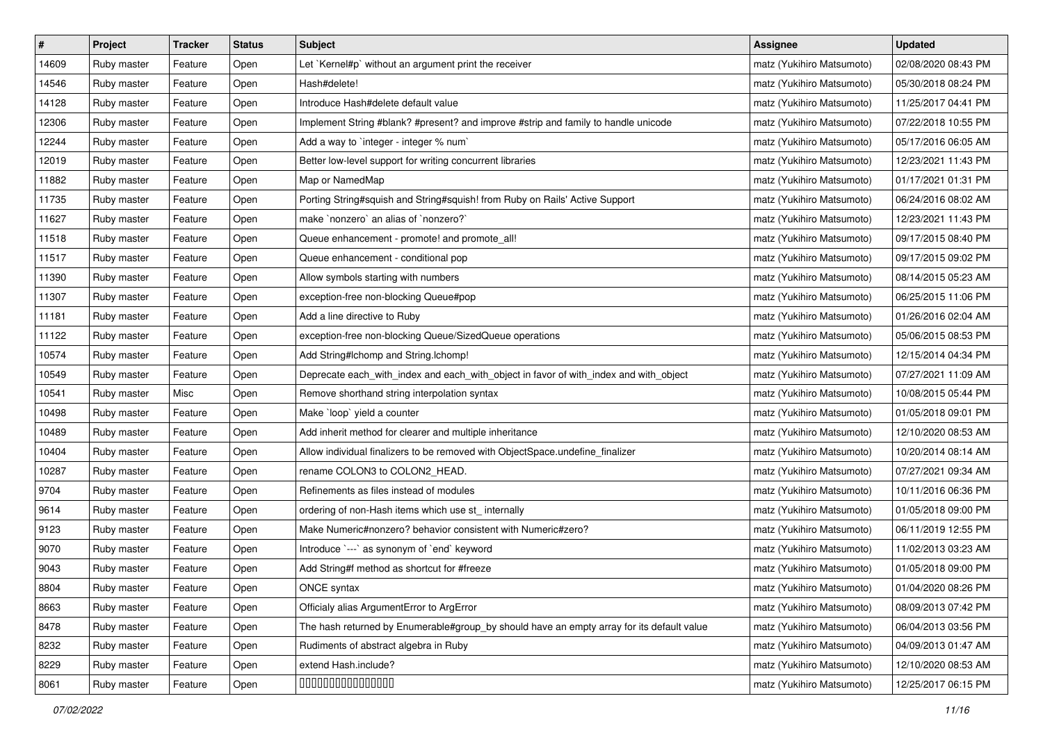| # | Project | Tracker | Status | Subject | Assignee | Updated |
|---|---|---|---|---|---|---|
| 14609 | Ruby master | Feature | Open | Let `Kernel#p` without an argument print the receiver | matz (Yukihiro Matsumoto) | 02/08/2020 08:43 PM |
| 14546 | Ruby master | Feature | Open | Hash#delete! | matz (Yukihiro Matsumoto) | 05/30/2018 08:24 PM |
| 14128 | Ruby master | Feature | Open | Introduce Hash#delete default value | matz (Yukihiro Matsumoto) | 11/25/2017 04:41 PM |
| 12306 | Ruby master | Feature | Open | Implement String #blank? #present? and improve #strip and family to handle unicode | matz (Yukihiro Matsumoto) | 07/22/2018 10:55 PM |
| 12244 | Ruby master | Feature | Open | Add a way to `integer - integer % num` | matz (Yukihiro Matsumoto) | 05/17/2016 06:05 AM |
| 12019 | Ruby master | Feature | Open | Better low-level support for writing concurrent libraries | matz (Yukihiro Matsumoto) | 12/23/2021 11:43 PM |
| 11882 | Ruby master | Feature | Open | Map or NamedMap | matz (Yukihiro Matsumoto) | 01/17/2021 01:31 PM |
| 11735 | Ruby master | Feature | Open | Porting String#squish and String#squish! from Ruby on Rails' Active Support | matz (Yukihiro Matsumoto) | 06/24/2016 08:02 AM |
| 11627 | Ruby master | Feature | Open | make `nonzero` an alias of `nonzero?` | matz (Yukihiro Matsumoto) | 12/23/2021 11:43 PM |
| 11518 | Ruby master | Feature | Open | Queue enhancement - promote! and promote_all! | matz (Yukihiro Matsumoto) | 09/17/2015 08:40 PM |
| 11517 | Ruby master | Feature | Open | Queue enhancement - conditional pop | matz (Yukihiro Matsumoto) | 09/17/2015 09:02 PM |
| 11390 | Ruby master | Feature | Open | Allow symbols starting with numbers | matz (Yukihiro Matsumoto) | 08/14/2015 05:23 AM |
| 11307 | Ruby master | Feature | Open | exception-free non-blocking Queue#pop | matz (Yukihiro Matsumoto) | 06/25/2015 11:06 PM |
| 11181 | Ruby master | Feature | Open | Add a line directive to Ruby | matz (Yukihiro Matsumoto) | 01/26/2016 02:04 AM |
| 11122 | Ruby master | Feature | Open | exception-free non-blocking Queue/SizedQueue operations | matz (Yukihiro Matsumoto) | 05/06/2015 08:53 PM |
| 10574 | Ruby master | Feature | Open | Add String#lchomp and String.lchomp! | matz (Yukihiro Matsumoto) | 12/15/2014 04:34 PM |
| 10549 | Ruby master | Feature | Open | Deprecate each_with_index and each_with_object in favor of with_index and with_object | matz (Yukihiro Matsumoto) | 07/27/2021 11:09 AM |
| 10541 | Ruby master | Misc | Open | Remove shorthand string interpolation syntax | matz (Yukihiro Matsumoto) | 10/08/2015 05:44 PM |
| 10498 | Ruby master | Feature | Open | Make `loop` yield a counter | matz (Yukihiro Matsumoto) | 01/05/2018 09:01 PM |
| 10489 | Ruby master | Feature | Open | Add inherit method for clearer and multiple inheritance | matz (Yukihiro Matsumoto) | 12/10/2020 08:53 AM |
| 10404 | Ruby master | Feature | Open | Allow individual finalizers to be removed with ObjectSpace.undefine_finalizer | matz (Yukihiro Matsumoto) | 10/20/2014 08:14 AM |
| 10287 | Ruby master | Feature | Open | rename COLON3 to COLON2_HEAD. | matz (Yukihiro Matsumoto) | 07/27/2021 09:34 AM |
| 9704 | Ruby master | Feature | Open | Refinements as files instead of modules | matz (Yukihiro Matsumoto) | 10/11/2016 06:36 PM |
| 9614 | Ruby master | Feature | Open | ordering of non-Hash items which use st_ internally | matz (Yukihiro Matsumoto) | 01/05/2018 09:00 PM |
| 9123 | Ruby master | Feature | Open | Make Numeric#nonzero? behavior consistent with Numeric#zero? | matz (Yukihiro Matsumoto) | 06/11/2019 12:55 PM |
| 9070 | Ruby master | Feature | Open | Introduce `---` as synonym of `end` keyword | matz (Yukihiro Matsumoto) | 11/02/2013 03:23 AM |
| 9043 | Ruby master | Feature | Open | Add String#f method as shortcut for #freeze | matz (Yukihiro Matsumoto) | 01/05/2018 09:00 PM |
| 8804 | Ruby master | Feature | Open | ONCE syntax | matz (Yukihiro Matsumoto) | 01/04/2020 08:26 PM |
| 8663 | Ruby master | Feature | Open | Officialy alias ArgumentError to ArgError | matz (Yukihiro Matsumoto) | 08/09/2013 07:42 PM |
| 8478 | Ruby master | Feature | Open | The hash returned by Enumerable#group_by should have an empty array for its default value | matz (Yukihiro Matsumoto) | 06/04/2013 03:56 PM |
| 8232 | Ruby master | Feature | Open | Rudiments of abstract algebra in Ruby | matz (Yukihiro Matsumoto) | 04/09/2013 01:47 AM |
| 8229 | Ruby master | Feature | Open | extend Hash.include? | matz (Yukihiro Matsumoto) | 12/10/2020 08:53 AM |
| 8061 | Ruby master | Feature | Open | 0000000000000000 | matz (Yukihiro Matsumoto) | 12/25/2017 06:15 PM |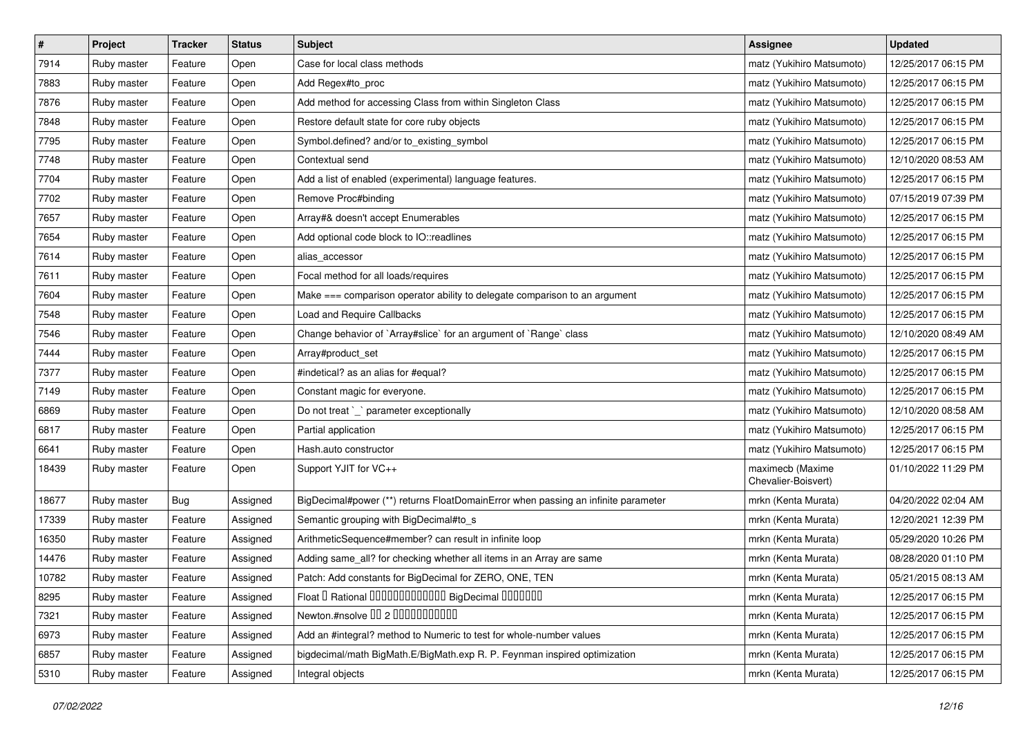| # | Project | Tracker | Status | Subject | Assignee | Updated |
|---|---|---|---|---|---|---|
| 7914 | Ruby master | Feature | Open | Case for local class methods | matz (Yukihiro Matsumoto) | 12/25/2017 06:15 PM |
| 7883 | Ruby master | Feature | Open | Add Regex#to_proc | matz (Yukihiro Matsumoto) | 12/25/2017 06:15 PM |
| 7876 | Ruby master | Feature | Open | Add method for accessing Class from within Singleton Class | matz (Yukihiro Matsumoto) | 12/25/2017 06:15 PM |
| 7848 | Ruby master | Feature | Open | Restore default state for core ruby objects | matz (Yukihiro Matsumoto) | 12/25/2017 06:15 PM |
| 7795 | Ruby master | Feature | Open | Symbol.defined? and/or to_existing_symbol | matz (Yukihiro Matsumoto) | 12/25/2017 06:15 PM |
| 7748 | Ruby master | Feature | Open | Contextual send | matz (Yukihiro Matsumoto) | 12/10/2020 08:53 AM |
| 7704 | Ruby master | Feature | Open | Add a list of enabled (experimental) language features. | matz (Yukihiro Matsumoto) | 12/25/2017 06:15 PM |
| 7702 | Ruby master | Feature | Open | Remove Proc#binding | matz (Yukihiro Matsumoto) | 07/15/2019 07:39 PM |
| 7657 | Ruby master | Feature | Open | Array#& doesn't accept Enumerables | matz (Yukihiro Matsumoto) | 12/25/2017 06:15 PM |
| 7654 | Ruby master | Feature | Open | Add optional code block to IO::readlines | matz (Yukihiro Matsumoto) | 12/25/2017 06:15 PM |
| 7614 | Ruby master | Feature | Open | alias_accessor | matz (Yukihiro Matsumoto) | 12/25/2017 06:15 PM |
| 7611 | Ruby master | Feature | Open | Focal method for all loads/requires | matz (Yukihiro Matsumoto) | 12/25/2017 06:15 PM |
| 7604 | Ruby master | Feature | Open | Make === comparison operator ability to delegate comparison to an argument | matz (Yukihiro Matsumoto) | 12/25/2017 06:15 PM |
| 7548 | Ruby master | Feature | Open | Load and Require Callbacks | matz (Yukihiro Matsumoto) | 12/25/2017 06:15 PM |
| 7546 | Ruby master | Feature | Open | Change behavior of `Array#slice` for an argument of `Range` class | matz (Yukihiro Matsumoto) | 12/10/2020 08:49 AM |
| 7444 | Ruby master | Feature | Open | Array#product_set | matz (Yukihiro Matsumoto) | 12/25/2017 06:15 PM |
| 7377 | Ruby master | Feature | Open | #indetical? as an alias for #equal? | matz (Yukihiro Matsumoto) | 12/25/2017 06:15 PM |
| 7149 | Ruby master | Feature | Open | Constant magic for everyone. | matz (Yukihiro Matsumoto) | 12/25/2017 06:15 PM |
| 6869 | Ruby master | Feature | Open | Do not treat `_` parameter exceptionally | matz (Yukihiro Matsumoto) | 12/10/2020 08:58 AM |
| 6817 | Ruby master | Feature | Open | Partial application | matz (Yukihiro Matsumoto) | 12/25/2017 06:15 PM |
| 6641 | Ruby master | Feature | Open | Hash.auto constructor | matz (Yukihiro Matsumoto) | 12/25/2017 06:15 PM |
| 18439 | Ruby master | Feature | Open | Support YJIT for VC++ | maximecb (Maxime Chevalier-Boisvert) | 01/10/2022 11:29 PM |
| 18677 | Ruby master | Bug | Assigned | BigDecimal#power (**) returns FloatDomainError when passing an infinite parameter | mrkn (Kenta Murata) | 04/20/2022 02:04 AM |
| 17339 | Ruby master | Feature | Assigned | Semantic grouping with BigDecimal#to_s | mrkn (Kenta Murata) | 12/20/2021 12:39 PM |
| 16350 | Ruby master | Feature | Assigned | ArithmeticSequence#member? can result in infinite loop | mrkn (Kenta Murata) | 05/29/2020 10:26 PM |
| 14476 | Ruby master | Feature | Assigned | Adding same_all? for checking whether all items in an Array are same | mrkn (Kenta Murata) | 08/28/2020 01:10 PM |
| 10782 | Ruby master | Feature | Assigned | Patch: Add constants for BigDecimal for ZERO, ONE, TEN | mrkn (Kenta Murata) | 05/21/2015 08:13 AM |
| 8295 | Ruby master | Feature | Assigned | Float � Rational ������������� BigDecimal ������� | mrkn (Kenta Murata) | 12/25/2017 06:15 PM |
| 7321 | Ruby master | Feature | Assigned | Newton.#nsolve �� 2 ����������� | mrkn (Kenta Murata) | 12/25/2017 06:15 PM |
| 6973 | Ruby master | Feature | Assigned | Add an #integral? method to Numeric to test for whole-number values | mrkn (Kenta Murata) | 12/25/2017 06:15 PM |
| 6857 | Ruby master | Feature | Assigned | bigdecimal/math BigMath.E/BigMath.exp R. P. Feynman inspired optimization | mrkn (Kenta Murata) | 12/25/2017 06:15 PM |
| 5310 | Ruby master | Feature | Assigned | Integral objects | mrkn (Kenta Murata) | 12/25/2017 06:15 PM |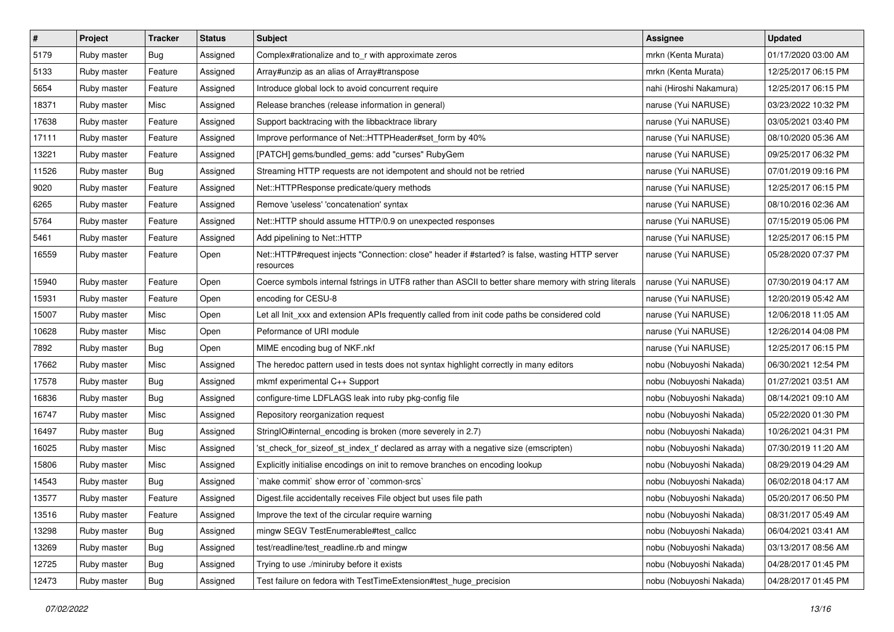| # | Project | Tracker | Status | Subject | Assignee | Updated |
|---|---|---|---|---|---|---|
| 5179 | Ruby master | Bug | Assigned | Complex#rationalize and to_r with approximate zeros | mrkn (Kenta Murata) | 01/17/2020 03:00 AM |
| 5133 | Ruby master | Feature | Assigned | Array#unzip as an alias of Array#transpose | mrkn (Kenta Murata) | 12/25/2017 06:15 PM |
| 5654 | Ruby master | Feature | Assigned | Introduce global lock to avoid concurrent require | nahi (Hiroshi Nakamura) | 12/25/2017 06:15 PM |
| 18371 | Ruby master | Misc | Assigned | Release branches (release information in general) | naruse (Yui NARUSE) | 03/23/2022 10:32 PM |
| 17638 | Ruby master | Feature | Assigned | Support backtracing with the libbacktrace library | naruse (Yui NARUSE) | 03/05/2021 03:40 PM |
| 17111 | Ruby master | Feature | Assigned | Improve performance of Net::HTTPHeader#set_form by 40% | naruse (Yui NARUSE) | 08/10/2020 05:36 AM |
| 13221 | Ruby master | Feature | Assigned | [PATCH] gems/bundled_gems: add "curses" RubyGem | naruse (Yui NARUSE) | 09/25/2017 06:32 PM |
| 11526 | Ruby master | Bug | Assigned | Streaming HTTP requests are not idempotent and should not be retried | naruse (Yui NARUSE) | 07/01/2019 09:16 PM |
| 9020 | Ruby master | Feature | Assigned | Net::HTTPResponse predicate/query methods | naruse (Yui NARUSE) | 12/25/2017 06:15 PM |
| 6265 | Ruby master | Feature | Assigned | Remove 'useless' 'concatenation' syntax | naruse (Yui NARUSE) | 08/10/2016 02:36 AM |
| 5764 | Ruby master | Feature | Assigned | Net::HTTP should assume HTTP/0.9 on unexpected responses | naruse (Yui NARUSE) | 07/15/2019 05:06 PM |
| 5461 | Ruby master | Feature | Assigned | Add pipelining to Net::HTTP | naruse (Yui NARUSE) | 12/25/2017 06:15 PM |
| 16559 | Ruby master | Feature | Open | Net::HTTP#request injects "Connection: close" header if #started? is false, wasting HTTP server resources | naruse (Yui NARUSE) | 05/28/2020 07:37 PM |
| 15940 | Ruby master | Feature | Open | Coerce symbols internal fstrings in UTF8 rather than ASCII to better share memory with string literals | naruse (Yui NARUSE) | 07/30/2019 04:17 AM |
| 15931 | Ruby master | Feature | Open | encoding for CESU-8 | naruse (Yui NARUSE) | 12/20/2019 05:42 AM |
| 15007 | Ruby master | Misc | Open | Let all Init_xxx and extension APIs frequently called from init code paths be considered cold | naruse (Yui NARUSE) | 12/06/2018 11:05 AM |
| 10628 | Ruby master | Misc | Open | Peformance of URI module | naruse (Yui NARUSE) | 12/26/2014 04:08 PM |
| 7892 | Ruby master | Bug | Open | MIME encoding bug of NKF.nkf | naruse (Yui NARUSE) | 12/25/2017 06:15 PM |
| 17662 | Ruby master | Misc | Assigned | The heredoc pattern used in tests does not syntax highlight correctly in many editors | nobu (Nobuyoshi Nakada) | 06/30/2021 12:54 PM |
| 17578 | Ruby master | Bug | Assigned | mkmf experimental C++ Support | nobu (Nobuyoshi Nakada) | 01/27/2021 03:51 AM |
| 16836 | Ruby master | Bug | Assigned | configure-time LDFLAGS leak into ruby pkg-config file | nobu (Nobuyoshi Nakada) | 08/14/2021 09:10 AM |
| 16747 | Ruby master | Misc | Assigned | Repository reorganization request | nobu (Nobuyoshi Nakada) | 05/22/2020 01:30 PM |
| 16497 | Ruby master | Bug | Assigned | StringIO#internal_encoding is broken (more severely in 2.7) | nobu (Nobuyoshi Nakada) | 10/26/2021 04:31 PM |
| 16025 | Ruby master | Misc | Assigned | 'st_check_for_sizeof_st_index_t' declared as array with a negative size (emscripten) | nobu (Nobuyoshi Nakada) | 07/30/2019 11:20 AM |
| 15806 | Ruby master | Misc | Assigned | Explicitly initialise encodings on init to remove branches on encoding lookup | nobu (Nobuyoshi Nakada) | 08/29/2019 04:29 AM |
| 14543 | Ruby master | Bug | Assigned | `make commit` show error of `common-srcs` | nobu (Nobuyoshi Nakada) | 06/02/2018 04:17 AM |
| 13577 | Ruby master | Feature | Assigned | Digest.file accidentally receives File object but uses file path | nobu (Nobuyoshi Nakada) | 05/20/2017 06:50 PM |
| 13516 | Ruby master | Feature | Assigned | Improve the text of the circular require warning | nobu (Nobuyoshi Nakada) | 08/31/2017 05:49 AM |
| 13298 | Ruby master | Bug | Assigned | mingw SEGV TestEnumerable#test_callcc | nobu (Nobuyoshi Nakada) | 06/04/2021 03:41 AM |
| 13269 | Ruby master | Bug | Assigned | test/readline/test_readline.rb and mingw | nobu (Nobuyoshi Nakada) | 03/13/2017 08:56 AM |
| 12725 | Ruby master | Bug | Assigned | Trying to use ./miniruby before it exists | nobu (Nobuyoshi Nakada) | 04/28/2017 01:45 PM |
| 12473 | Ruby master | Bug | Assigned | Test failure on fedora with TestTimeExtension#test_huge_precision | nobu (Nobuyoshi Nakada) | 04/28/2017 01:45 PM |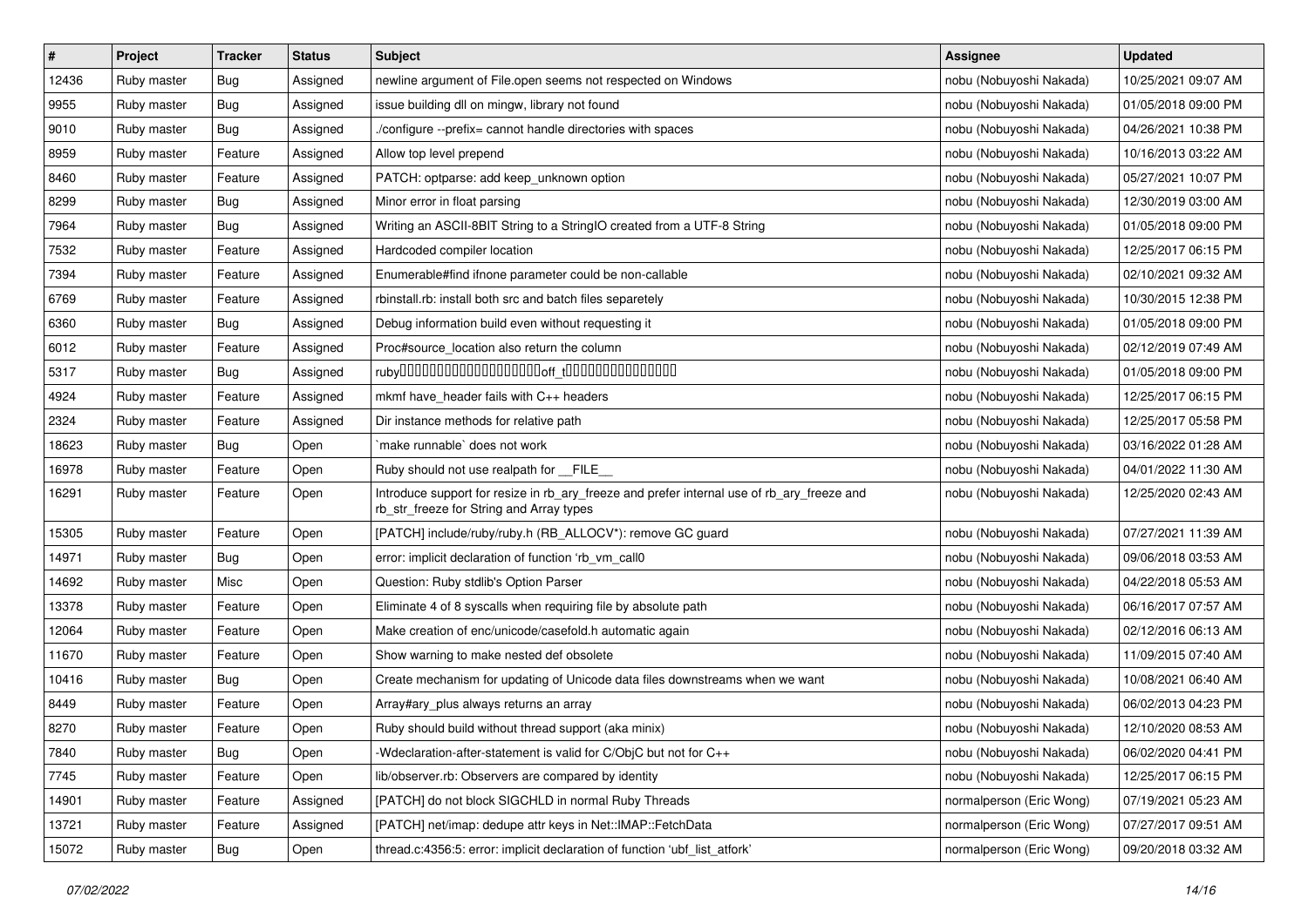| # | Project | Tracker | Status | Subject | Assignee | Updated |
|---|---|---|---|---|---|---|
| 12436 | Ruby master | Bug | Assigned | newline argument of File.open seems not respected on Windows | nobu (Nobuyoshi Nakada) | 10/25/2021 09:07 AM |
| 9955 | Ruby master | Bug | Assigned | issue building dll on mingw, library not found | nobu (Nobuyoshi Nakada) | 01/05/2018 09:00 PM |
| 9010 | Ruby master | Bug | Assigned | ./configure --prefix= cannot handle directories with spaces | nobu (Nobuyoshi Nakada) | 04/26/2021 10:38 PM |
| 8959 | Ruby master | Feature | Assigned | Allow top level prepend | nobu (Nobuyoshi Nakada) | 10/16/2013 03:22 AM |
| 8460 | Ruby master | Feature | Assigned | PATCH: optparse: add keep_unknown option | nobu (Nobuyoshi Nakada) | 05/27/2021 10:07 PM |
| 8299 | Ruby master | Bug | Assigned | Minor error in float parsing | nobu (Nobuyoshi Nakada) | 12/30/2019 03:00 AM |
| 7964 | Ruby master | Bug | Assigned | Writing an ASCII-8BIT String to a StringIO created from a UTF-8 String | nobu (Nobuyoshi Nakada) | 01/05/2018 09:00 PM |
| 7532 | Ruby master | Feature | Assigned | Hardcoded compiler location | nobu (Nobuyoshi Nakada) | 12/25/2017 06:15 PM |
| 7394 | Ruby master | Feature | Assigned | Enumerable#find ifnone parameter could be non-callable | nobu (Nobuyoshi Nakada) | 02/10/2021 09:32 AM |
| 6769 | Ruby master | Feature | Assigned | rbinstall.rb: install both src and batch files separetely | nobu (Nobuyoshi Nakada) | 10/30/2015 12:38 PM |
| 6360 | Ruby master | Bug | Assigned | Debug information build even without requesting it | nobu (Nobuyoshi Nakada) | 01/05/2018 09:00 PM |
| 6012 | Ruby master | Feature | Assigned | Proc#source_location also return the column | nobu (Nobuyoshi Nakada) | 02/12/2019 07:49 AM |
| 5317 | Ruby master | Bug | Assigned | ruby□□□□□□□□□□□□□□□□□□□□off_t□□□□□□□□□□□□□□□□ | nobu (Nobuyoshi Nakada) | 01/05/2018 09:00 PM |
| 4924 | Ruby master | Feature | Assigned | mkmf have_header fails with C++ headers | nobu (Nobuyoshi Nakada) | 12/25/2017 06:15 PM |
| 2324 | Ruby master | Feature | Assigned | Dir instance methods for relative path | nobu (Nobuyoshi Nakada) | 12/25/2017 05:58 PM |
| 18623 | Ruby master | Bug | Open | `make runnable` does not work | nobu (Nobuyoshi Nakada) | 03/16/2022 01:28 AM |
| 16978 | Ruby master | Feature | Open | Ruby should not use realpath for __FILE__ | nobu (Nobuyoshi Nakada) | 04/01/2022 11:30 AM |
| 16291 | Ruby master | Feature | Open | Introduce support for resize in rb_ary_freeze and prefer internal use of rb_ary_freeze and rb_str_freeze for String and Array types | nobu (Nobuyoshi Nakada) | 12/25/2020 02:43 AM |
| 15305 | Ruby master | Feature | Open | [PATCH] include/ruby/ruby.h (RB_ALLOCV*): remove GC guard | nobu (Nobuyoshi Nakada) | 07/27/2021 11:39 AM |
| 14971 | Ruby master | Bug | Open | error: implicit declaration of function 'rb_vm_call0 | nobu (Nobuyoshi Nakada) | 09/06/2018 03:53 AM |
| 14692 | Ruby master | Misc | Open | Question: Ruby stdlib's Option Parser | nobu (Nobuyoshi Nakada) | 04/22/2018 05:53 AM |
| 13378 | Ruby master | Feature | Open | Eliminate 4 of 8 syscalls when requiring file by absolute path | nobu (Nobuyoshi Nakada) | 06/16/2017 07:57 AM |
| 12064 | Ruby master | Feature | Open | Make creation of enc/unicode/casefold.h automatic again | nobu (Nobuyoshi Nakada) | 02/12/2016 06:13 AM |
| 11670 | Ruby master | Feature | Open | Show warning to make nested def obsolete | nobu (Nobuyoshi Nakada) | 11/09/2015 07:40 AM |
| 10416 | Ruby master | Bug | Open | Create mechanism for updating of Unicode data files downstreams when we want | nobu (Nobuyoshi Nakada) | 10/08/2021 06:40 AM |
| 8449 | Ruby master | Feature | Open | Array#ary_plus always returns an array | nobu (Nobuyoshi Nakada) | 06/02/2013 04:23 PM |
| 8270 | Ruby master | Feature | Open | Ruby should build without thread support (aka minix) | nobu (Nobuyoshi Nakada) | 12/10/2020 08:53 AM |
| 7840 | Ruby master | Bug | Open | -Wdeclaration-after-statement is valid for C/ObjC but not for C++ | nobu (Nobuyoshi Nakada) | 06/02/2020 04:41 PM |
| 7745 | Ruby master | Feature | Open | lib/observer.rb: Observers are compared by identity | nobu (Nobuyoshi Nakada) | 12/25/2017 06:15 PM |
| 14901 | Ruby master | Feature | Assigned | [PATCH] do not block SIGCHLD in normal Ruby Threads | normalperson (Eric Wong) | 07/19/2021 05:23 AM |
| 13721 | Ruby master | Feature | Assigned | [PATCH] net/imap: dedupe attr keys in Net::IMAP::FetchData | normalperson (Eric Wong) | 07/27/2017 09:51 AM |
| 15072 | Ruby master | Bug | Open | thread.c:4356:5: error: implicit declaration of function 'ubf_list_atfork' | normalperson (Eric Wong) | 09/20/2018 03:32 AM |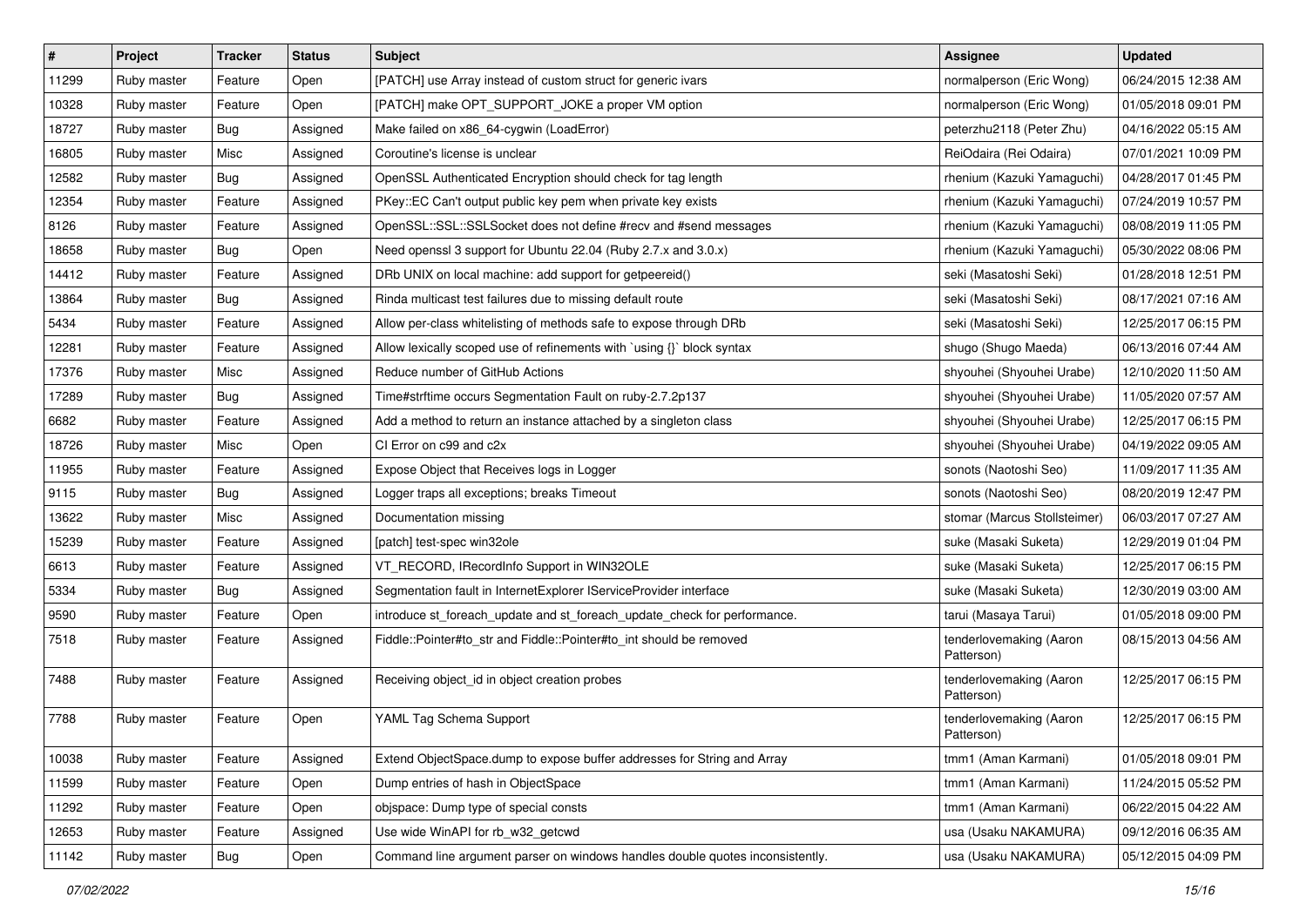| # | Project | Tracker | Status | Subject | Assignee | Updated |
|---|---|---|---|---|---|---|
| 11299 | Ruby master | Feature | Open | [PATCH] use Array instead of custom struct for generic ivars | normalperson (Eric Wong) | 06/24/2015 12:38 AM |
| 10328 | Ruby master | Feature | Open | [PATCH] make OPT_SUPPORT_JOKE a proper VM option | normalperson (Eric Wong) | 01/05/2018 09:01 PM |
| 18727 | Ruby master | Bug | Assigned | Make failed on x86_64-cygwin (LoadError) | peterzhu2118 (Peter Zhu) | 04/16/2022 05:15 AM |
| 16805 | Ruby master | Misc | Assigned | Coroutine's license is unclear | ReiOdaira (Rei Odaira) | 07/01/2021 10:09 PM |
| 12582 | Ruby master | Bug | Assigned | OpenSSL Authenticated Encryption should check for tag length | rhenium (Kazuki Yamaguchi) | 04/28/2017 01:45 PM |
| 12354 | Ruby master | Feature | Assigned | PKey::EC Can't output public key pem when private key exists | rhenium (Kazuki Yamaguchi) | 07/24/2019 10:57 PM |
| 8126 | Ruby master | Feature | Assigned | OpenSSL::SSL::SSLSocket does not define #recv and #send messages | rhenium (Kazuki Yamaguchi) | 08/08/2019 11:05 PM |
| 18658 | Ruby master | Bug | Open | Need openssl 3 support for Ubuntu 22.04 (Ruby 2.7.x and 3.0.x) | rhenium (Kazuki Yamaguchi) | 05/30/2022 08:06 PM |
| 14412 | Ruby master | Feature | Assigned | DRb UNIX on local machine: add support for getpeereid() | seki (Masatoshi Seki) | 01/28/2018 12:51 PM |
| 13864 | Ruby master | Bug | Assigned | Rinda multicast test failures due to missing default route | seki (Masatoshi Seki) | 08/17/2021 07:16 AM |
| 5434 | Ruby master | Feature | Assigned | Allow per-class whitelisting of methods safe to expose through DRb | seki (Masatoshi Seki) | 12/25/2017 06:15 PM |
| 12281 | Ruby master | Feature | Assigned | Allow lexically scoped use of refinements with `using {}` block syntax | shugo (Shugo Maeda) | 06/13/2016 07:44 AM |
| 17376 | Ruby master | Misc | Assigned | Reduce number of GitHub Actions | shyouhei (Shyouhei Urabe) | 12/10/2020 11:50 AM |
| 17289 | Ruby master | Bug | Assigned | Time#strftime occurs Segmentation Fault on ruby-2.7.2p137 | shyouhei (Shyouhei Urabe) | 11/05/2020 07:57 AM |
| 6682 | Ruby master | Feature | Assigned | Add a method to return an instance attached by a singleton class | shyouhei (Shyouhei Urabe) | 12/25/2017 06:15 PM |
| 18726 | Ruby master | Misc | Open | CI Error on c99 and c2x | shyouhei (Shyouhei Urabe) | 04/19/2022 09:05 AM |
| 11955 | Ruby master | Feature | Assigned | Expose Object that Receives logs in Logger | sonots (Naotoshi Seo) | 11/09/2017 11:35 AM |
| 9115 | Ruby master | Bug | Assigned | Logger traps all exceptions; breaks Timeout | sonots (Naotoshi Seo) | 08/20/2019 12:47 PM |
| 13622 | Ruby master | Misc | Assigned | Documentation missing | stomar (Marcus Stollsteimer) | 06/03/2017 07:27 AM |
| 15239 | Ruby master | Feature | Assigned | [patch] test-spec win32ole | suke (Masaki Suketa) | 12/29/2019 01:04 PM |
| 6613 | Ruby master | Feature | Assigned | VT_RECORD, IRecordInfo Support in WIN32OLE | suke (Masaki Suketa) | 12/25/2017 06:15 PM |
| 5334 | Ruby master | Bug | Assigned | Segmentation fault in InternetExplorer IServiceProvider interface | suke (Masaki Suketa) | 12/30/2019 03:00 AM |
| 9590 | Ruby master | Feature | Open | introduce st_foreach_update and st_foreach_update_check for performance. | tarui (Masaya Tarui) | 01/05/2018 09:00 PM |
| 7518 | Ruby master | Feature | Assigned | Fiddle::Pointer#to_str and Fiddle::Pointer#to_int should be removed | tenderlovemaking (Aaron Patterson) | 08/15/2013 04:56 AM |
| 7488 | Ruby master | Feature | Assigned | Receiving object_id in object creation probes | tenderlovemaking (Aaron Patterson) | 12/25/2017 06:15 PM |
| 7788 | Ruby master | Feature | Open | YAML Tag Schema Support | tenderlovemaking (Aaron Patterson) | 12/25/2017 06:15 PM |
| 10038 | Ruby master | Feature | Assigned | Extend ObjectSpace.dump to expose buffer addresses for String and Array | tmm1 (Aman Karmani) | 01/05/2018 09:01 PM |
| 11599 | Ruby master | Feature | Open | Dump entries of hash in ObjectSpace | tmm1 (Aman Karmani) | 11/24/2015 05:52 PM |
| 11292 | Ruby master | Feature | Open | objspace: Dump type of special consts | tmm1 (Aman Karmani) | 06/22/2015 04:22 AM |
| 12653 | Ruby master | Feature | Assigned | Use wide WinAPI for rb_w32_getcwd | usa (Usaku NAKAMURA) | 09/12/2016 06:35 AM |
| 11142 | Ruby master | Bug | Open | Command line argument parser on windows handles double quotes inconsistently. | usa (Usaku NAKAMURA) | 05/12/2015 04:09 PM |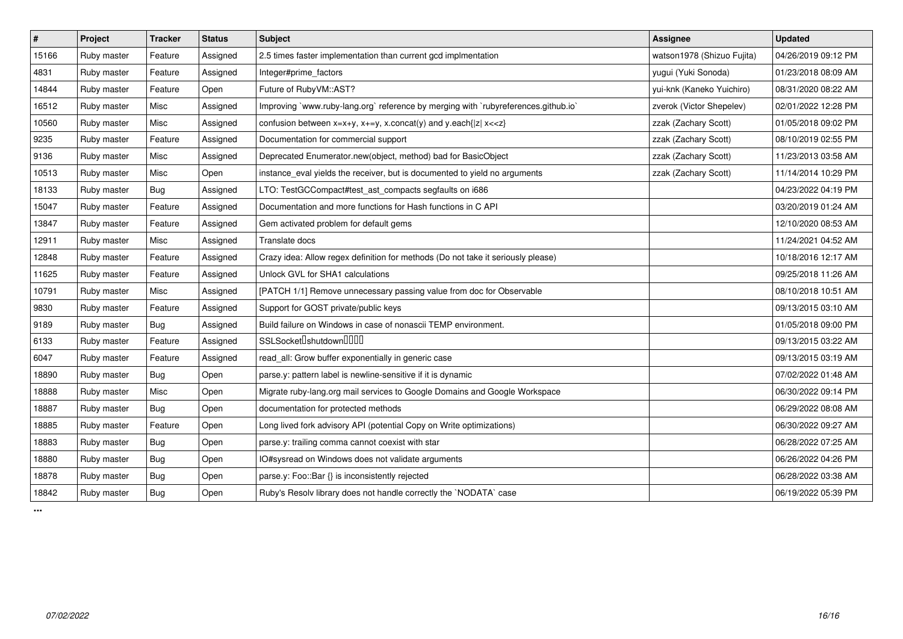| # | Project | Tracker | Status | Subject | Assignee | Updated |
|---|---|---|---|---|---|---|
| 15166 | Ruby master | Feature | Assigned | 2.5 times faster implementation than current gcd implmentation | watson1978 (Shizuo Fujita) | 04/26/2019 09:12 PM |
| 4831 | Ruby master | Feature | Assigned | Integer#prime_factors | yugui (Yuki Sonoda) | 01/23/2018 08:09 AM |
| 14844 | Ruby master | Feature | Open | Future of RubyVM::AST? | yui-knk (Kaneko Yuichiro) | 08/31/2020 08:22 AM |
| 16512 | Ruby master | Misc | Assigned | Improving `www.ruby-lang.org` reference by merging with `rubyreferences.github.io` | zverok (Victor Shepelev) | 02/01/2022 12:28 PM |
| 10560 | Ruby master | Misc | Assigned | confusion between x=x+y, x+=y, x.concat(y) and y.each{\|z\| x<<z} | zzak (Zachary Scott) | 01/05/2018 09:02 PM |
| 9235 | Ruby master | Feature | Assigned | Documentation for commercial support | zzak (Zachary Scott) | 08/10/2019 02:55 PM |
| 9136 | Ruby master | Misc | Assigned | Deprecated Enumerator.new(object, method) bad for BasicObject | zzak (Zachary Scott) | 11/23/2013 03:58 AM |
| 10513 | Ruby master | Misc | Open | instance_eval yields the receiver, but is documented to yield no arguments | zzak (Zachary Scott) | 11/14/2014 10:29 PM |
| 18133 | Ruby master | Bug | Assigned | LTO: TestGCCompact#test_ast_compacts segfaults on i686 | | 04/23/2022 04:19 PM |
| 15047 | Ruby master | Feature | Assigned | Documentation and more functions for Hash functions in C API | | 03/20/2019 01:24 AM |
| 13847 | Ruby master | Feature | Assigned | Gem activated problem for default gems | | 12/10/2020 08:53 AM |
| 12911 | Ruby master | Misc | Assigned | Translate docs | | 11/24/2021 04:52 AM |
| 12848 | Ruby master | Feature | Assigned | Crazy idea: Allow regex definition for methods (Do not take it seriously please) | | 10/18/2016 12:17 AM |
| 11625 | Ruby master | Feature | Assigned | Unlock GVL for SHA1 calculations | | 09/25/2018 11:26 AM |
| 10791 | Ruby master | Misc | Assigned | [PATCH 1/1] Remove unnecessary passing value from doc for Observable | | 08/10/2018 10:51 AM |
| 9830 | Ruby master | Feature | Assigned | Support for GOST private/public keys | | 09/13/2015 03:10 AM |
| 9189 | Ruby master | Bug | Assigned | Build failure on Windows in case of nonascii TEMP environment. | | 01/05/2018 09:00 PM |
| 6133 | Ruby master | Feature | Assigned | SSLSocket�shutdown���� | | 09/13/2015 03:22 AM |
| 6047 | Ruby master | Feature | Assigned | read_all: Grow buffer exponentially in generic case | | 09/13/2015 03:19 AM |
| 18890 | Ruby master | Bug | Open | parse.y: pattern label is newline-sensitive if it is dynamic | | 07/02/2022 01:48 AM |
| 18888 | Ruby master | Misc | Open | Migrate ruby-lang.org mail services to Google Domains and Google Workspace | | 06/30/2022 09:14 PM |
| 18887 | Ruby master | Bug | Open | documentation for protected methods | | 06/29/2022 08:08 AM |
| 18885 | Ruby master | Feature | Open | Long lived fork advisory API (potential Copy on Write optimizations) | | 06/30/2022 09:27 AM |
| 18883 | Ruby master | Bug | Open | parse.y: trailing comma cannot coexist with star | | 06/28/2022 07:25 AM |
| 18880 | Ruby master | Bug | Open | IO#sysread on Windows does not validate arguments | | 06/26/2022 04:26 PM |
| 18878 | Ruby master | Bug | Open | parse.y: Foo::Bar {} is inconsistently rejected | | 06/28/2022 03:38 AM |
| 18842 | Ruby master | Bug | Open | Ruby's Resolv library does not handle correctly the `NODATA` case | | 06/19/2022 05:39 PM |

...